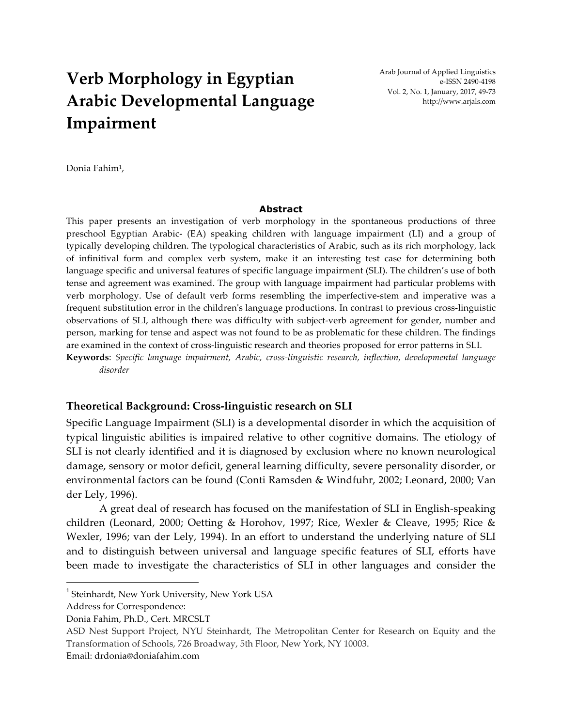# Verb Morphology in Egyptian Arabic Developmental Language Impairment

Arab Journal of Applied Linguistics
e-ISSN 2490-4198
Vol. 2, No. 1, January, 2017, 49-73
http://www.arjals.com

Donia Fahim[1],

**Abstract**

This paper presents an investigation of verb morphology in the spontaneous productions of three preschool Egyptian Arabic- (EA) speaking children with language impairment (LI) and a group of typically developing children. The typological characteristics of Arabic, such as its rich morphology, lack of infinitival form and complex verb system, make it an interesting test case for determining both language specific and universal features of specific language impairment (SLI). The children's use of both tense and agreement was examined. The group with language impairment had particular problems with verb morphology. Use of default verb forms resembling the imperfective-stem and imperative was a frequent substitution error in the children's language productions. In contrast to previous cross-linguistic observations of SLI, although there was difficulty with subject-verb agreement for gender, number and person, marking for tense and aspect was not found to be as problematic for these children. The findings are examined in the context of cross-linguistic research and theories proposed for error patterns in SLI.

**Keywords**: *Specific language impairment, Arabic, cross-linguistic research, inflection, developmental language disorder*

## Theoretical Background: Cross-linguistic research on SLI

Specific Language Impairment (SLI) is a developmental disorder in which the acquisition of typical linguistic abilities is impaired relative to other cognitive domains. The etiology of SLI is not clearly identified and it is diagnosed by exclusion where no known neurological damage, sensory or motor deficit, general learning difficulty, severe personality disorder, or environmental factors can be found (Conti Ramsden & Windfuhr, 2002; Leonard, 2000; Van der Lely, 1996).

A great deal of research has focused on the manifestation of SLI in English-speaking children (Leonard, 2000; Oetting & Horohov, 1997; Rice, Wexler & Cleave, 1995; Rice & Wexler, 1996; van der Lely, 1994). In an effort to understand the underlying nature of SLI and to distinguish between universal and language specific features of SLI, efforts have been made to investigate the characteristics of SLI in other languages and consider the

---

[1] Steinhardt, New York University, New York USA
Address for Correspondence:
Donia Fahim, Ph.D., Cert. MRCSLT
ASD Nest Support Project, NYU Steinhardt, The Metropolitan Center for Research on Equity and the Transformation of Schools, 726 Broadway, 5th Floor, New York, NY 10003.
Email: drdonia@doniafahim.com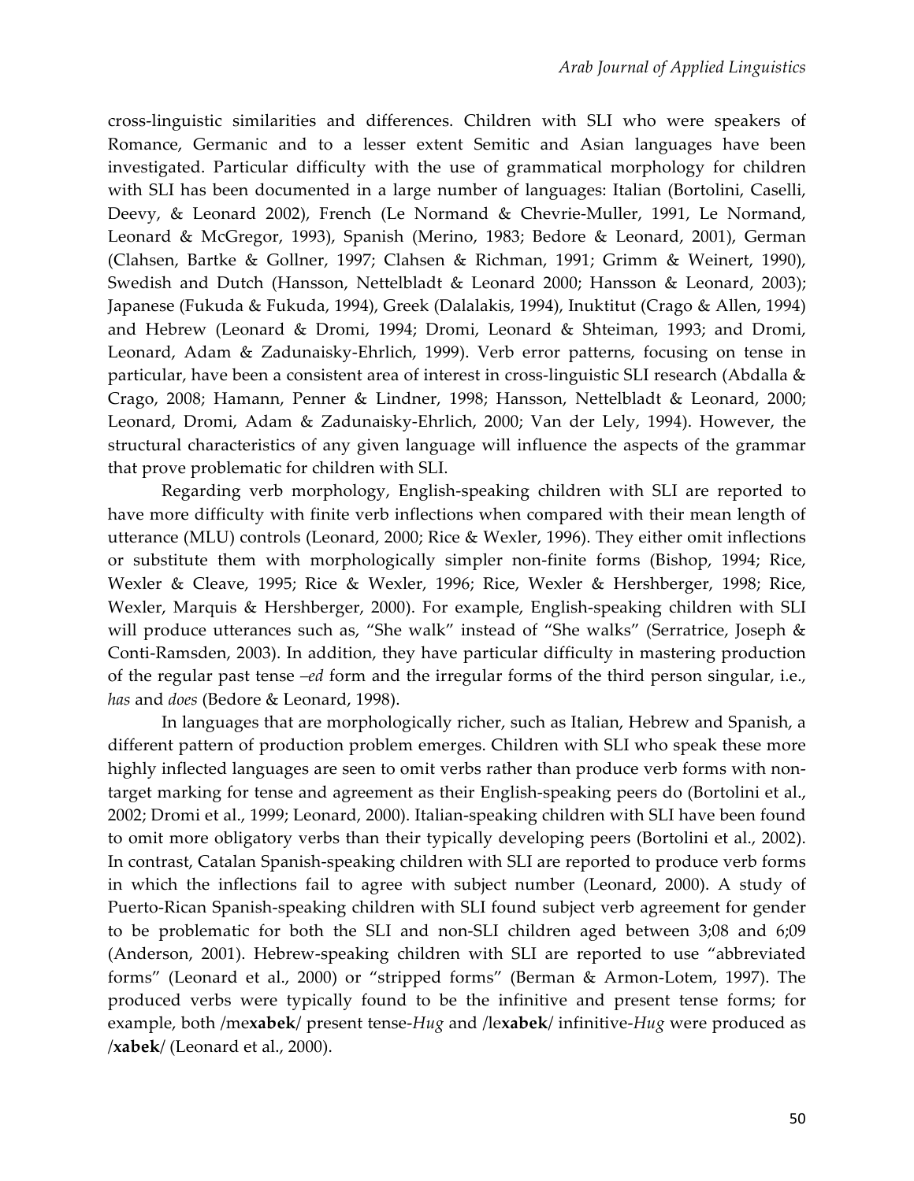cross-linguistic similarities and differences. Children with SLI who were speakers of Romance, Germanic and to a lesser extent Semitic and Asian languages have been investigated. Particular difficulty with the use of grammatical morphology for children with SLI has been documented in a large number of languages: Italian (Bortolini, Caselli, Deevy, & Leonard 2002), French (Le Normand & Chevrie-Muller, 1991, Le Normand, Leonard & McGregor, 1993), Spanish (Merino, 1983; Bedore & Leonard, 2001), German (Clahsen, Bartke & Gollner, 1997; Clahsen & Richman, 1991; Grimm & Weinert, 1990), Swedish and Dutch (Hansson, Nettelbladt & Leonard 2000; Hansson & Leonard, 2003); Japanese (Fukuda & Fukuda, 1994), Greek (Dalalakis, 1994), Inuktitut (Crago & Allen, 1994) and Hebrew (Leonard & Dromi, 1994; Dromi, Leonard & Shteiman, 1993; and Dromi, Leonard, Adam & Zadunaisky-Ehrlich, 1999). Verb error patterns, focusing on tense in particular, have been a consistent area of interest in cross-linguistic SLI research (Abdalla & Crago, 2008; Hamann, Penner & Lindner, 1998; Hansson, Nettelbladt & Leonard, 2000; Leonard, Dromi, Adam & Zadunaisky-Ehrlich, 2000; Van der Lely, 1994). However, the structural characteristics of any given language will influence the aspects of the grammar that prove problematic for children with SLI.

Regarding verb morphology, English-speaking children with SLI are reported to have more difficulty with finite verb inflections when compared with their mean length of utterance (MLU) controls (Leonard, 2000; Rice & Wexler, 1996). They either omit inflections or substitute them with morphologically simpler non-finite forms (Bishop, 1994; Rice, Wexler & Cleave, 1995; Rice & Wexler, 1996; Rice, Wexler & Hershberger, 1998; Rice, Wexler, Marquis & Hershberger, 2000). For example, English-speaking children with SLI will produce utterances such as, "She walk" instead of "She walks" (Serratrice, Joseph & Conti-Ramsden, 2003). In addition, they have particular difficulty in mastering production of the regular past tense *–ed* form and the irregular forms of the third person singular, i.e., *has* and *does* (Bedore & Leonard, 1998).

In languages that are morphologically richer, such as Italian, Hebrew and Spanish, a different pattern of production problem emerges. Children with SLI who speak these more highly inflected languages are seen to omit verbs rather than produce verb forms with non-target marking for tense and agreement as their English-speaking peers do (Bortolini et al., 2002; Dromi et al., 1999; Leonard, 2000). Italian-speaking children with SLI have been found to omit more obligatory verbs than their typically developing peers (Bortolini et al., 2002). In contrast, Catalan Spanish-speaking children with SLI are reported to produce verb forms in which the inflections fail to agree with subject number (Leonard, 2000). A study of Puerto-Rican Spanish-speaking children with SLI found subject verb agreement for gender to be problematic for both the SLI and non-SLI children aged between 3;08 and 6;09 (Anderson, 2001). Hebrew-speaking children with SLI are reported to use "abbreviated forms" (Leonard et al., 2000) or "stripped forms" (Berman & Armon-Lotem, 1997). The produced verbs were typically found to be the infinitive and present tense forms; for example, both /me**xabek**/ present tense-*Hug* and /le**xabek**/ infinitive-*Hug* were produced as /**xabek**/ (Leonard et al., 2000).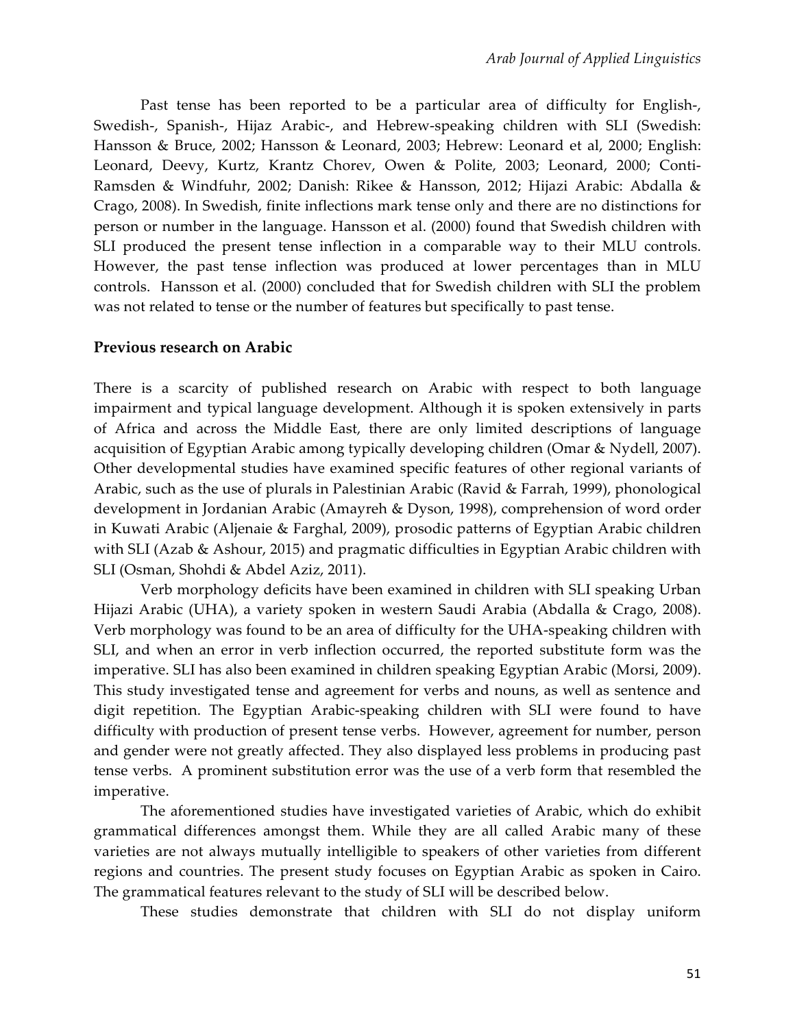Past tense has been reported to be a particular area of difficulty for English-, Swedish-, Spanish-, Hijaz Arabic-, and Hebrew-speaking children with SLI (Swedish: Hansson & Bruce, 2002; Hansson & Leonard, 2003; Hebrew: Leonard et al, 2000; English: Leonard, Deevy, Kurtz, Krantz Chorev, Owen & Polite, 2003; Leonard, 2000; Conti-Ramsden & Windfuhr, 2002; Danish: Rikee & Hansson, 2012; Hijazi Arabic: Abdalla & Crago, 2008). In Swedish, finite inflections mark tense only and there are no distinctions for person or number in the language. Hansson et al. (2000) found that Swedish children with SLI produced the present tense inflection in a comparable way to their MLU controls. However, the past tense inflection was produced at lower percentages than in MLU controls. Hansson et al. (2000) concluded that for Swedish children with SLI the problem was not related to tense or the number of features but specifically to past tense.

## Previous research on Arabic

There is a scarcity of published research on Arabic with respect to both language impairment and typical language development. Although it is spoken extensively in parts of Africa and across the Middle East, there are only limited descriptions of language acquisition of Egyptian Arabic among typically developing children (Omar & Nydell, 2007). Other developmental studies have examined specific features of other regional variants of Arabic, such as the use of plurals in Palestinian Arabic (Ravid & Farrah, 1999), phonological development in Jordanian Arabic (Amayreh & Dyson, 1998), comprehension of word order in Kuwati Arabic (Aljenaie & Farghal, 2009), prosodic patterns of Egyptian Arabic children with SLI (Azab & Ashour, 2015) and pragmatic difficulties in Egyptian Arabic children with SLI (Osman, Shohdi & Abdel Aziz, 2011).

Verb morphology deficits have been examined in children with SLI speaking Urban Hijazi Arabic (UHA), a variety spoken in western Saudi Arabia (Abdalla & Crago, 2008). Verb morphology was found to be an area of difficulty for the UHA-speaking children with SLI, and when an error in verb inflection occurred, the reported substitute form was the imperative. SLI has also been examined in children speaking Egyptian Arabic (Morsi, 2009). This study investigated tense and agreement for verbs and nouns, as well as sentence and digit repetition. The Egyptian Arabic-speaking children with SLI were found to have difficulty with production of present tense verbs. However, agreement for number, person and gender were not greatly affected. They also displayed less problems in producing past tense verbs. A prominent substitution error was the use of a verb form that resembled the imperative.

The aforementioned studies have investigated varieties of Arabic, which do exhibit grammatical differences amongst them. While they are all called Arabic many of these varieties are not always mutually intelligible to speakers of other varieties from different regions and countries. The present study focuses on Egyptian Arabic as spoken in Cairo. The grammatical features relevant to the study of SLI will be described below.

These studies demonstrate that children with SLI do not display uniform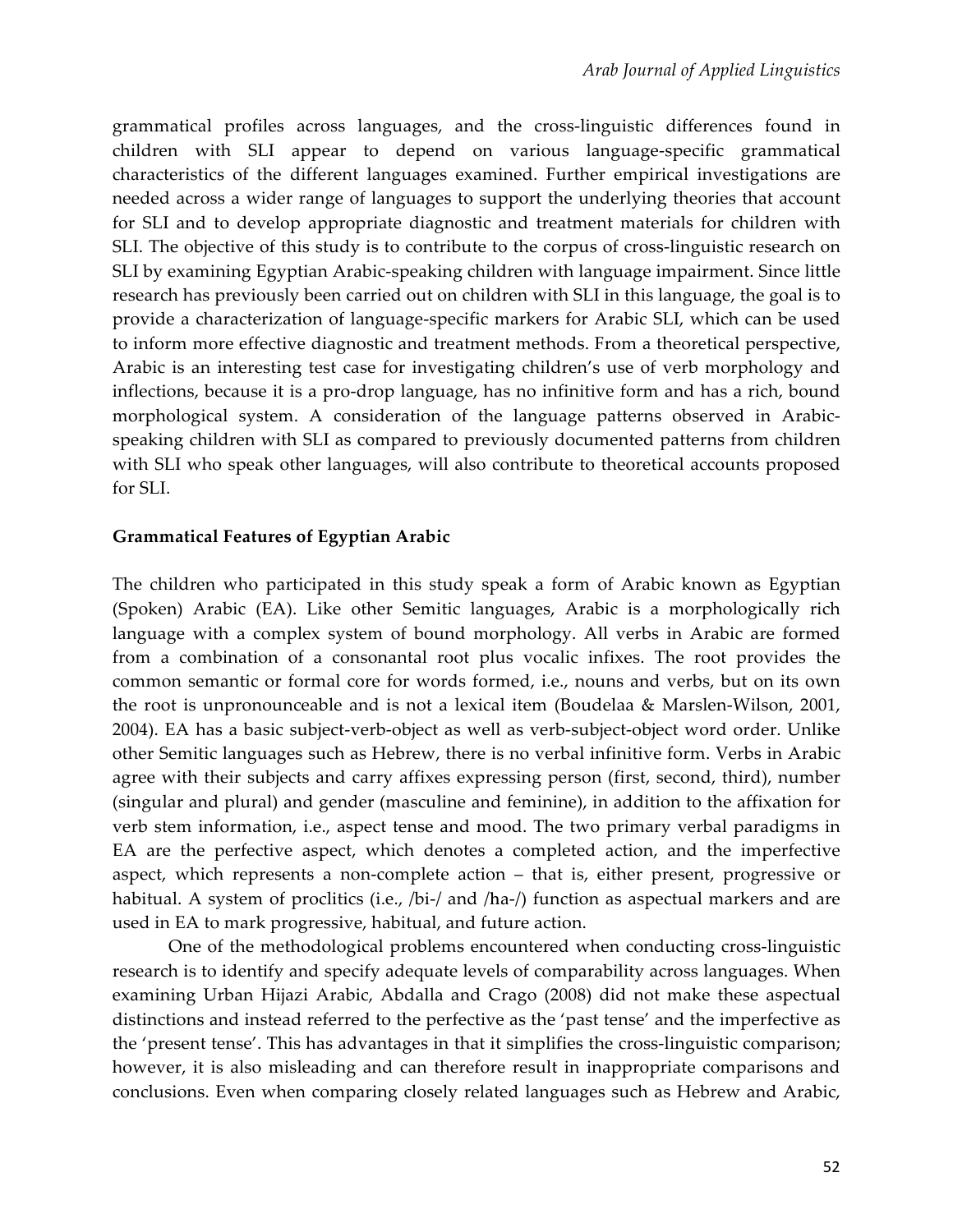grammatical profiles across languages, and the cross-linguistic differences found in children with SLI appear to depend on various language-specific grammatical characteristics of the different languages examined. Further empirical investigations are needed across a wider range of languages to support the underlying theories that account for SLI and to develop appropriate diagnostic and treatment materials for children with SLI. The objective of this study is to contribute to the corpus of cross-linguistic research on SLI by examining Egyptian Arabic-speaking children with language impairment. Since little research has previously been carried out on children with SLI in this language, the goal is to provide a characterization of language-specific markers for Arabic SLI, which can be used to inform more effective diagnostic and treatment methods. From a theoretical perspective, Arabic is an interesting test case for investigating children's use of verb morphology and inflections, because it is a pro-drop language, has no infinitive form and has a rich, bound morphological system. A consideration of the language patterns observed in Arabic-speaking children with SLI as compared to previously documented patterns from children with SLI who speak other languages, will also contribute to theoretical accounts proposed for SLI.

**Grammatical Features of Egyptian Arabic**

The children who participated in this study speak a form of Arabic known as Egyptian (Spoken) Arabic (EA). Like other Semitic languages, Arabic is a morphologically rich language with a complex system of bound morphology. All verbs in Arabic are formed from a combination of a consonantal root plus vocalic infixes. The root provides the common semantic or formal core for words formed, i.e., nouns and verbs, but on its own the root is unpronounceable and is not a lexical item (Boudelaa & Marslen-Wilson, 2001, 2004). EA has a basic subject-verb-object as well as verb-subject-object word order. Unlike other Semitic languages such as Hebrew, there is no verbal infinitive form. Verbs in Arabic agree with their subjects and carry affixes expressing person (first, second, third), number (singular and plural) and gender (masculine and feminine), in addition to the affixation for verb stem information, i.e., aspect tense and mood. The two primary verbal paradigms in EA are the perfective aspect, which denotes a completed action, and the imperfective aspect, which represents a non-complete action – that is, either present, progressive or habitual. A system of proclitics (i.e., /bi-/ and /ha-/) function as aspectual markers and are used in EA to mark progressive, habitual, and future action.

One of the methodological problems encountered when conducting cross-linguistic research is to identify and specify adequate levels of comparability across languages. When examining Urban Hijazi Arabic, Abdalla and Crago (2008) did not make these aspectual distinctions and instead referred to the perfective as the 'past tense' and the imperfective as the 'present tense'. This has advantages in that it simplifies the cross-linguistic comparison; however, it is also misleading and can therefore result in inappropriate comparisons and conclusions. Even when comparing closely related languages such as Hebrew and Arabic,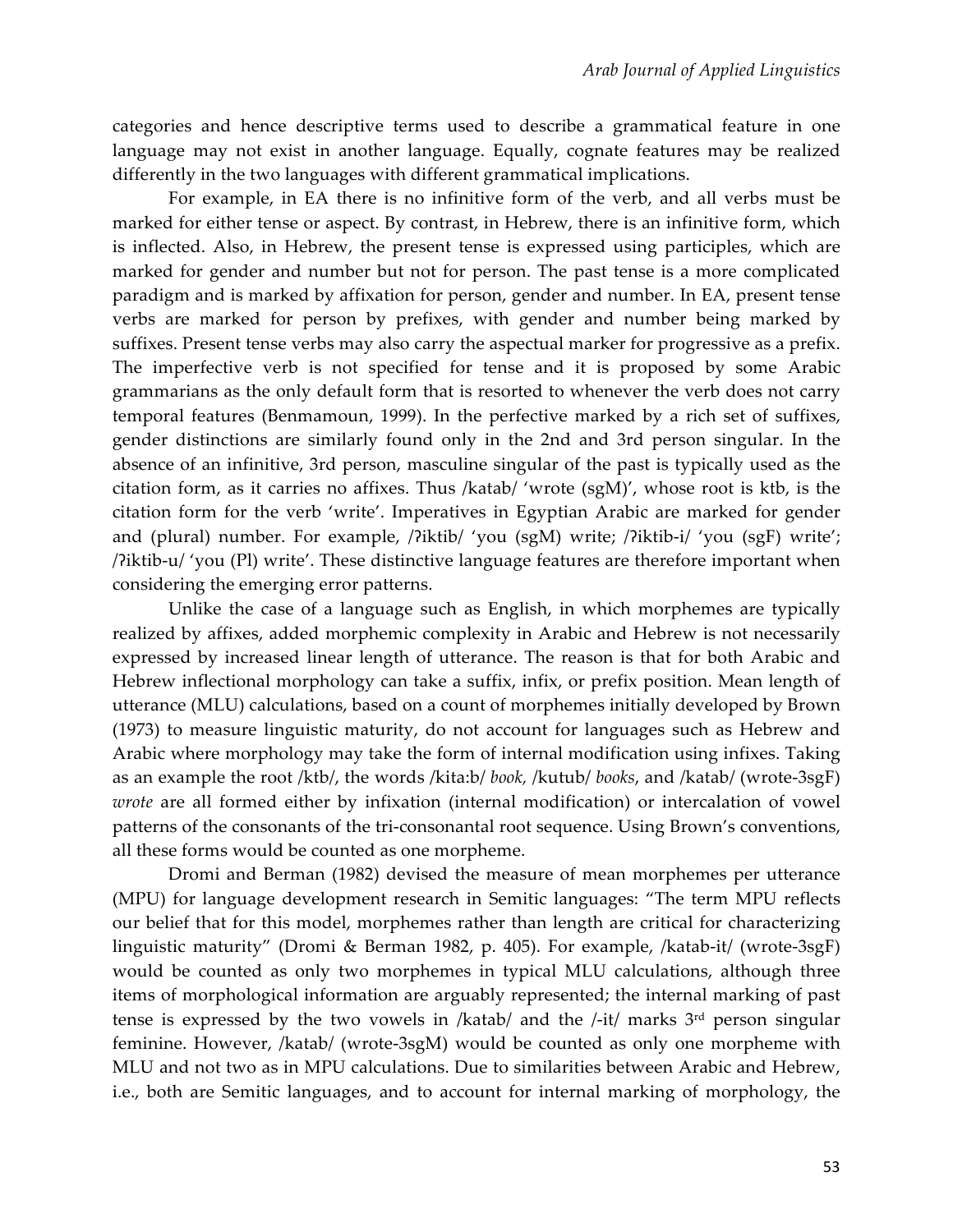categories and hence descriptive terms used to describe a grammatical feature in one language may not exist in another language. Equally, cognate features may be realized differently in the two languages with different grammatical implications.

For example, in EA there is no infinitive form of the verb, and all verbs must be marked for either tense or aspect. By contrast, in Hebrew, there is an infinitive form, which is inflected. Also, in Hebrew, the present tense is expressed using participles, which are marked for gender and number but not for person. The past tense is a more complicated paradigm and is marked by affixation for person, gender and number. In EA, present tense verbs are marked for person by prefixes, with gender and number being marked by suffixes. Present tense verbs may also carry the aspectual marker for progressive as a prefix. The imperfective verb is not specified for tense and it is proposed by some Arabic grammarians as the only default form that is resorted to whenever the verb does not carry temporal features (Benmamoun, 1999). In the perfective marked by a rich set of suffixes, gender distinctions are similarly found only in the 2nd and 3rd person singular. In the absence of an infinitive, 3rd person, masculine singular of the past is typically used as the citation form, as it carries no affixes. Thus /katab/ 'wrote (sgM)', whose root is ktb, is the citation form for the verb 'write'. Imperatives in Egyptian Arabic are marked for gender and (plural) number. For example, /ʔiktib/ 'you (sgM) write; /ʔiktib-i/ 'you (sgF) write'; /ʔiktib-u/ 'you (Pl) write'. These distinctive language features are therefore important when considering the emerging error patterns.

Unlike the case of a language such as English, in which morphemes are typically realized by affixes, added morphemic complexity in Arabic and Hebrew is not necessarily expressed by increased linear length of utterance. The reason is that for both Arabic and Hebrew inflectional morphology can take a suffix, infix, or prefix position. Mean length of utterance (MLU) calculations, based on a count of morphemes initially developed by Brown (1973) to measure linguistic maturity, do not account for languages such as Hebrew and Arabic where morphology may take the form of internal modification using infixes. Taking as an example the root /ktb/, the words /kita:b/ *book*, /kutub/ *books*, and /katab/ (wrote-3sgF) *wrote* are all formed either by infixation (internal modification) or intercalation of vowel patterns of the consonants of the tri-consonantal root sequence. Using Brown's conventions, all these forms would be counted as one morpheme.

Dromi and Berman (1982) devised the measure of mean morphemes per utterance (MPU) for language development research in Semitic languages: "The term MPU reflects our belief that for this model, morphemes rather than length are critical for characterizing linguistic maturity" (Dromi & Berman 1982, p. 405). For example, /katab-it/ (wrote-3sgF) would be counted as only two morphemes in typical MLU calculations, although three items of morphological information are arguably represented; the internal marking of past tense is expressed by the two vowels in /katab/ and the /-it/ marks 3rd person singular feminine. However, /katab/ (wrote-3sgM) would be counted as only one morpheme with MLU and not two as in MPU calculations. Due to similarities between Arabic and Hebrew, i.e., both are Semitic languages, and to account for internal marking of morphology, the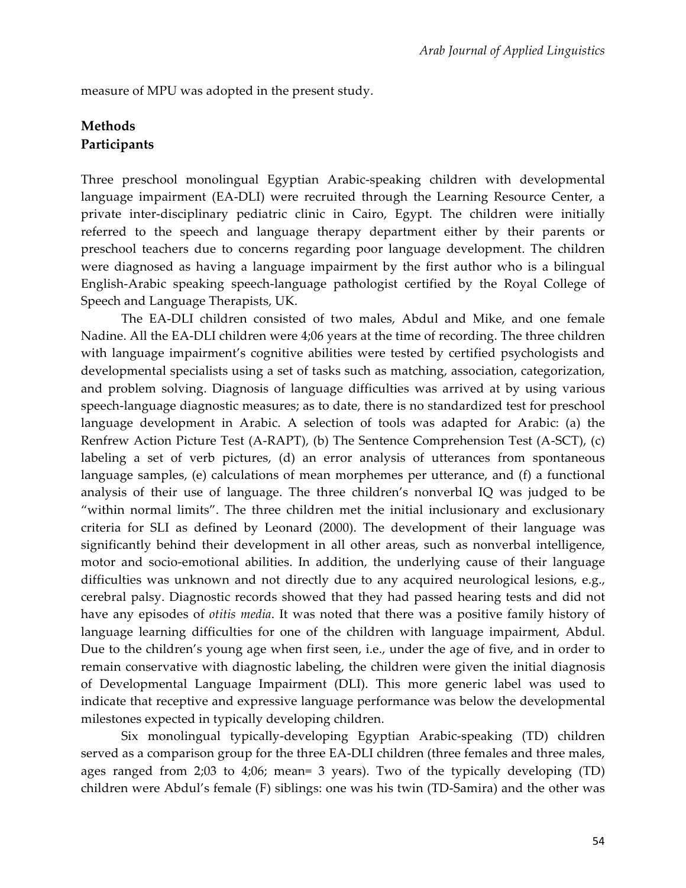measure of MPU was adopted in the present study.

## Methods

### Participants

Three preschool monolingual Egyptian Arabic-speaking children with developmental language impairment (EA-DLI) were recruited through the Learning Resource Center, a private inter-disciplinary pediatric clinic in Cairo, Egypt. The children were initially referred to the speech and language therapy department either by their parents or preschool teachers due to concerns regarding poor language development. The children were diagnosed as having a language impairment by the first author who is a bilingual English-Arabic speaking speech-language pathologist certified by the Royal College of Speech and Language Therapists, UK.

The EA-DLI children consisted of two males, Abdul and Mike, and one female Nadine. All the EA-DLI children were 4;06 years at the time of recording. The three children with language impairment's cognitive abilities were tested by certified psychologists and developmental specialists using a set of tasks such as matching, association, categorization, and problem solving. Diagnosis of language difficulties was arrived at by using various speech-language diagnostic measures; as to date, there is no standardized test for preschool language development in Arabic. A selection of tools was adapted for Arabic: (a) the Renfrew Action Picture Test (A-RAPT), (b) The Sentence Comprehension Test (A-SCT), (c) labeling a set of verb pictures, (d) an error analysis of utterances from spontaneous language samples, (e) calculations of mean morphemes per utterance, and (f) a functional analysis of their use of language. The three children's nonverbal IQ was judged to be "within normal limits". The three children met the initial inclusionary and exclusionary criteria for SLI as defined by Leonard (2000). The development of their language was significantly behind their development in all other areas, such as nonverbal intelligence, motor and socio-emotional abilities. In addition, the underlying cause of their language difficulties was unknown and not directly due to any acquired neurological lesions, e.g., cerebral palsy. Diagnostic records showed that they had passed hearing tests and did not have any episodes of *otitis media*. It was noted that there was a positive family history of language learning difficulties for one of the children with language impairment, Abdul. Due to the children's young age when first seen, i.e., under the age of five, and in order to remain conservative with diagnostic labeling, the children were given the initial diagnosis of Developmental Language Impairment (DLI). This more generic label was used to indicate that receptive and expressive language performance was below the developmental milestones expected in typically developing children.

Six monolingual typically-developing Egyptian Arabic-speaking (TD) children served as a comparison group for the three EA-DLI children (three females and three males, ages ranged from 2;03 to 4;06; mean= 3 years). Two of the typically developing (TD) children were Abdul's female (F) siblings: one was his twin (TD-Samira) and the other was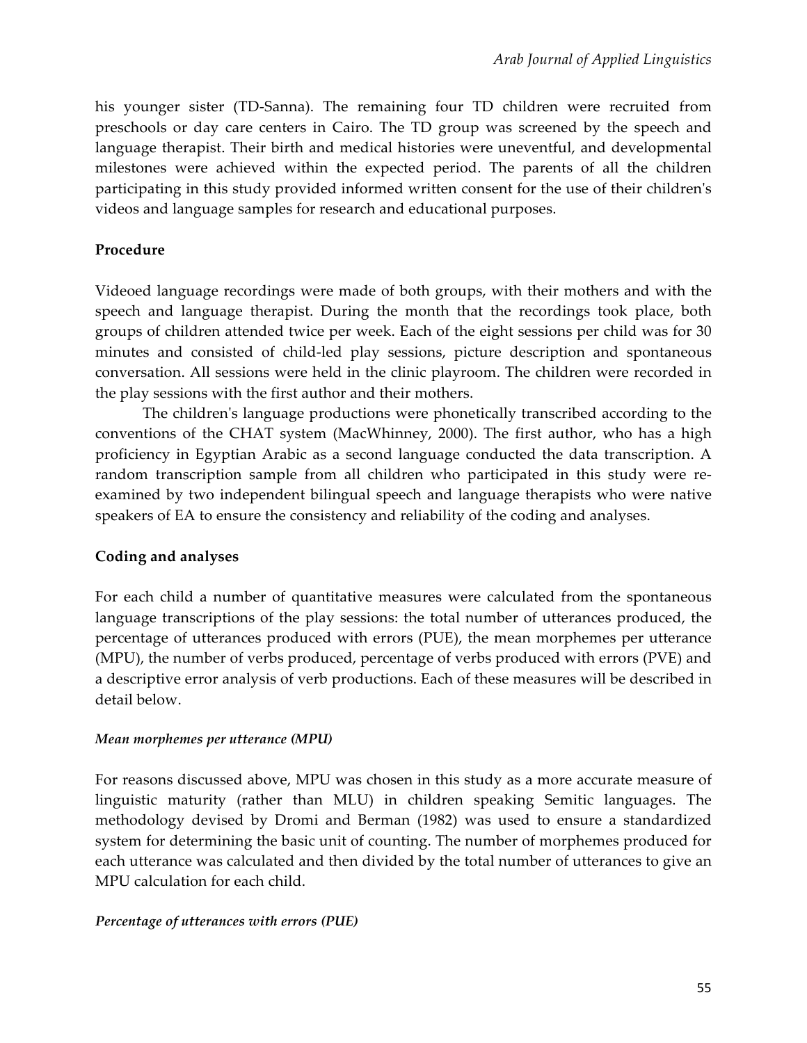his younger sister (TD-Sanna). The remaining four TD children were recruited from preschools or day care centers in Cairo. The TD group was screened by the speech and language therapist. Their birth and medical histories were uneventful, and developmental milestones were achieved within the expected period. The parents of all the children participating in this study provided informed written consent for the use of their children's videos and language samples for research and educational purposes.

### Procedure

Videoed language recordings were made of both groups, with their mothers and with the speech and language therapist. During the month that the recordings took place, both groups of children attended twice per week. Each of the eight sessions per child was for 30 minutes and consisted of child-led play sessions, picture description and spontaneous conversation. All sessions were held in the clinic playroom. The children were recorded in the play sessions with the first author and their mothers.

The children's language productions were phonetically transcribed according to the conventions of the CHAT system (MacWhinney, 2000). The first author, who has a high proficiency in Egyptian Arabic as a second language conducted the data transcription. A random transcription sample from all children who participated in this study were re-examined by two independent bilingual speech and language therapists who were native speakers of EA to ensure the consistency and reliability of the coding and analyses.

### Coding and analyses

For each child a number of quantitative measures were calculated from the spontaneous language transcriptions of the play sessions: the total number of utterances produced, the percentage of utterances produced with errors (PUE), the mean morphemes per utterance (MPU), the number of verbs produced, percentage of verbs produced with errors (PVE) and a descriptive error analysis of verb productions. Each of these measures will be described in detail below.

#### *Mean morphemes per utterance (MPU)*

For reasons discussed above, MPU was chosen in this study as a more accurate measure of linguistic maturity (rather than MLU) in children speaking Semitic languages. The methodology devised by Dromi and Berman (1982) was used to ensure a standardized system for determining the basic unit of counting. The number of morphemes produced for each utterance was calculated and then divided by the total number of utterances to give an MPU calculation for each child.

#### *Percentage of utterances with errors (PUE)*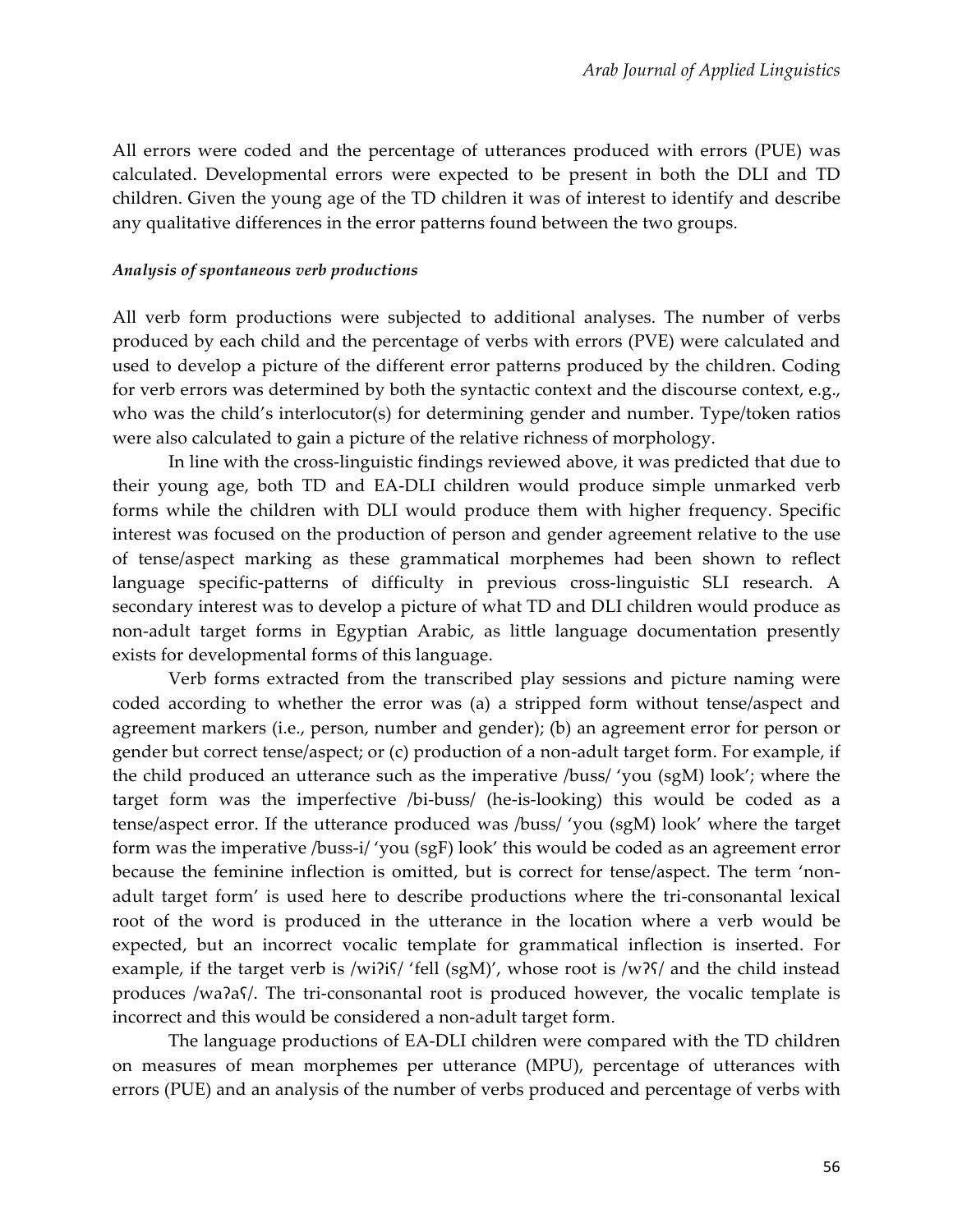All errors were coded and the percentage of utterances produced with errors (PUE) was calculated. Developmental errors were expected to be present in both the DLI and TD children. Given the young age of the TD children it was of interest to identify and describe any qualitative differences in the error patterns found between the two groups.

***Analysis of spontaneous verb productions***

All verb form productions were subjected to additional analyses. The number of verbs produced by each child and the percentage of verbs with errors (PVE) were calculated and used to develop a picture of the different error patterns produced by the children. Coding for verb errors was determined by both the syntactic context and the discourse context, e.g., who was the child's interlocutor(s) for determining gender and number. Type/token ratios were also calculated to gain a picture of the relative richness of morphology.

In line with the cross-linguistic findings reviewed above, it was predicted that due to their young age, both TD and EA-DLI children would produce simple unmarked verb forms while the children with DLI would produce them with higher frequency. Specific interest was focused on the production of person and gender agreement relative to the use of tense/aspect marking as these grammatical morphemes had been shown to reflect language specific-patterns of difficulty in previous cross-linguistic SLI research. A secondary interest was to develop a picture of what TD and DLI children would produce as non-adult target forms in Egyptian Arabic, as little language documentation presently exists for developmental forms of this language.

Verb forms extracted from the transcribed play sessions and picture naming were coded according to whether the error was (a) a stripped form without tense/aspect and agreement markers (i.e., person, number and gender); (b) an agreement error for person or gender but correct tense/aspect; or (c) production of a non-adult target form. For example, if the child produced an utterance such as the imperative /buss/ 'you (sgM) look'; where the target form was the imperfective /bi-buss/ (he-is-looking) this would be coded as a tense/aspect error. If the utterance produced was /buss/ 'you (sgM) look' where the target form was the imperative /buss-i/ 'you (sgF) look' this would be coded as an agreement error because the feminine inflection is omitted, but is correct for tense/aspect. The term 'non-adult target form' is used here to describe productions where the tri-consonantal lexical root of the word is produced in the utterance in the location where a verb would be expected, but an incorrect vocalic template for grammatical inflection is inserted. For example, if the target verb is /wiʔiʕ/ 'fell (sgM)', whose root is /wʔʕ/ and the child instead produces /waʔaʕ/. The tri-consonantal root is produced however, the vocalic template is incorrect and this would be considered a non-adult target form.

The language productions of EA-DLI children were compared with the TD children on measures of mean morphemes per utterance (MPU), percentage of utterances with errors (PUE) and an analysis of the number of verbs produced and percentage of verbs with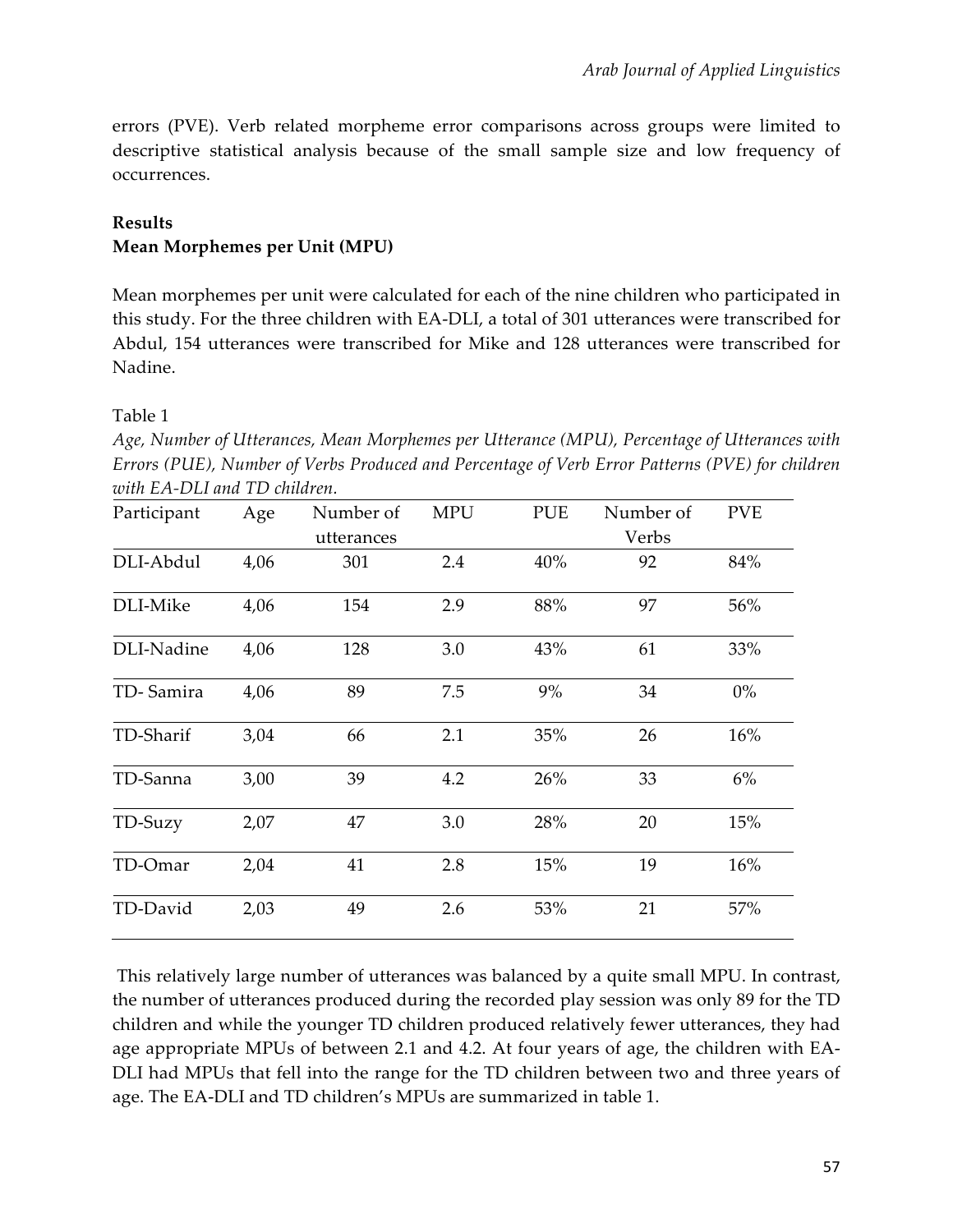errors (PVE). Verb related morpheme error comparisons across groups were limited to descriptive statistical analysis because of the small sample size and low frequency of occurrences.

## Results

### Mean Morphemes per Unit (MPU)

Mean morphemes per unit were calculated for each of the nine children who participated in this study. For the three children with EA-DLI, a total of 301 utterances were transcribed for Abdul, 154 utterances were transcribed for Mike and 128 utterances were transcribed for Nadine.

Table 1

*Age, Number of Utterances, Mean Morphemes per Utterance (MPU), Percentage of Utterances with Errors (PUE), Number of Verbs Produced and Percentage of Verb Error Patterns (PVE) for children with EA-DLI and TD children.*

| Participant | Age | Number of utterances | MPU | PUE | Number of Verbs | PVE |
|---|---|---|---|---|---|---|
| DLI-Abdul | 4,06 | 301 | 2.4 | 40% | 92 | 84% |
| DLI-Mike | 4,06 | 154 | 2.9 | 88% | 97 | 56% |
| DLI-Nadine | 4,06 | 128 | 3.0 | 43% | 61 | 33% |
| TD- Samira | 4,06 | 89 | 7.5 | 9% | 34 | 0% |
| TD-Sharif | 3,04 | 66 | 2.1 | 35% | 26 | 16% |
| TD-Sanna | 3,00 | 39 | 4.2 | 26% | 33 | 6% |
| TD-Suzy | 2,07 | 47 | 3.0 | 28% | 20 | 15% |
| TD-Omar | 2,04 | 41 | 2.8 | 15% | 19 | 16% |
| TD-David | 2,03 | 49 | 2.6 | 53% | 21 | 57% |

This relatively large number of utterances was balanced by a quite small MPU. In contrast, the number of utterances produced during the recorded play session was only 89 for the TD children and while the younger TD children produced relatively fewer utterances, they had age appropriate MPUs of between 2.1 and 4.2. At four years of age, the children with EA-DLI had MPUs that fell into the range for the TD children between two and three years of age. The EA-DLI and TD children's MPUs are summarized in table 1.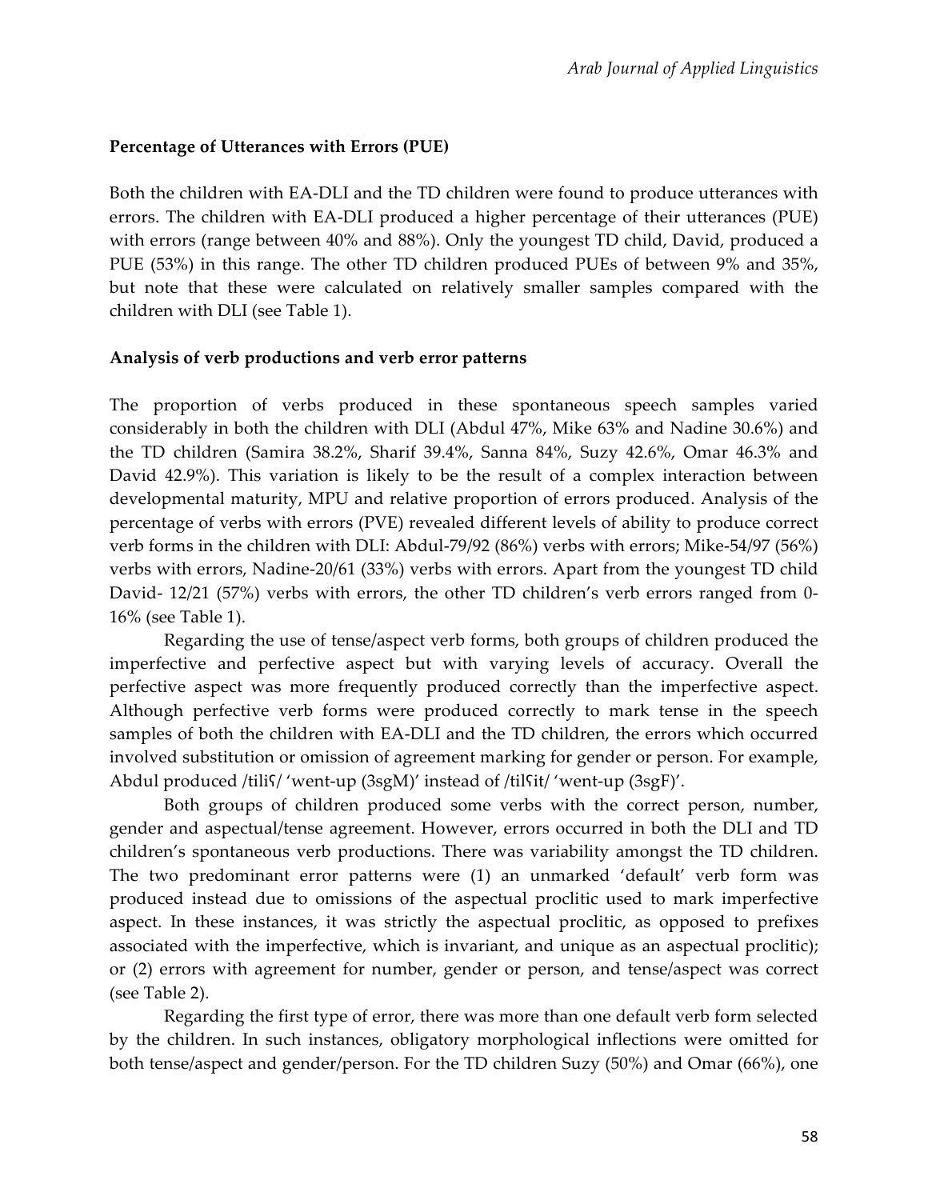### Percentage of Utterances with Errors (PUE)

Both the children with EA-DLI and the TD children were found to produce utterances with errors. The children with EA-DLI produced a higher percentage of their utterances (PUE) with errors (range between 40% and 88%). Only the youngest TD child, David, produced a PUE (53%) in this range. The other TD children produced PUEs of between 9% and 35%, but note that these were calculated on relatively smaller samples compared with the children with DLI (see Table 1).

### Analysis of verb productions and verb error patterns

The proportion of verbs produced in these spontaneous speech samples varied considerably in both the children with DLI (Abdul 47%, Mike 63% and Nadine 30.6%) and the TD children (Samira 38.2%, Sharif 39.4%, Sanna 84%, Suzy 42.6%, Omar 46.3% and David 42.9%). This variation is likely to be the result of a complex interaction between developmental maturity, MPU and relative proportion of errors produced. Analysis of the percentage of verbs with errors (PVE) revealed different levels of ability to produce correct verb forms in the children with DLI: Abdul-79/92 (86%) verbs with errors; Mike-54/97 (56%) verbs with errors, Nadine-20/61 (33%) verbs with errors. Apart from the youngest TD child David- 12/21 (57%) verbs with errors, the other TD children's verb errors ranged from 0-16% (see Table 1).

Regarding the use of tense/aspect verb forms, both groups of children produced the imperfective and perfective aspect but with varying levels of accuracy. Overall the perfective aspect was more frequently produced correctly than the imperfective aspect. Although perfective verb forms were produced correctly to mark tense in the speech samples of both the children with EA-DLI and the TD children, the errors which occurred involved substitution or omission of agreement marking for gender or person. For example, Abdul produced /tiliʕ/ 'went-up (3sgM)' instead of /tilʕit/ 'went-up (3sgF)'.

Both groups of children produced some verbs with the correct person, number, gender and aspectual/tense agreement. However, errors occurred in both the DLI and TD children's spontaneous verb productions. There was variability amongst the TD children. The two predominant error patterns were (1) an unmarked 'default' verb form was produced instead due to omissions of the aspectual proclitic used to mark imperfective aspect. In these instances, it was strictly the aspectual proclitic, as opposed to prefixes associated with the imperfective, which is invariant, and unique as an aspectual proclitic); or (2) errors with agreement for number, gender or person, and tense/aspect was correct (see Table 2).

Regarding the first type of error, there was more than one default verb form selected by the children. In such instances, obligatory morphological inflections were omitted for both tense/aspect and gender/person. For the TD children Suzy (50%) and Omar (66%), one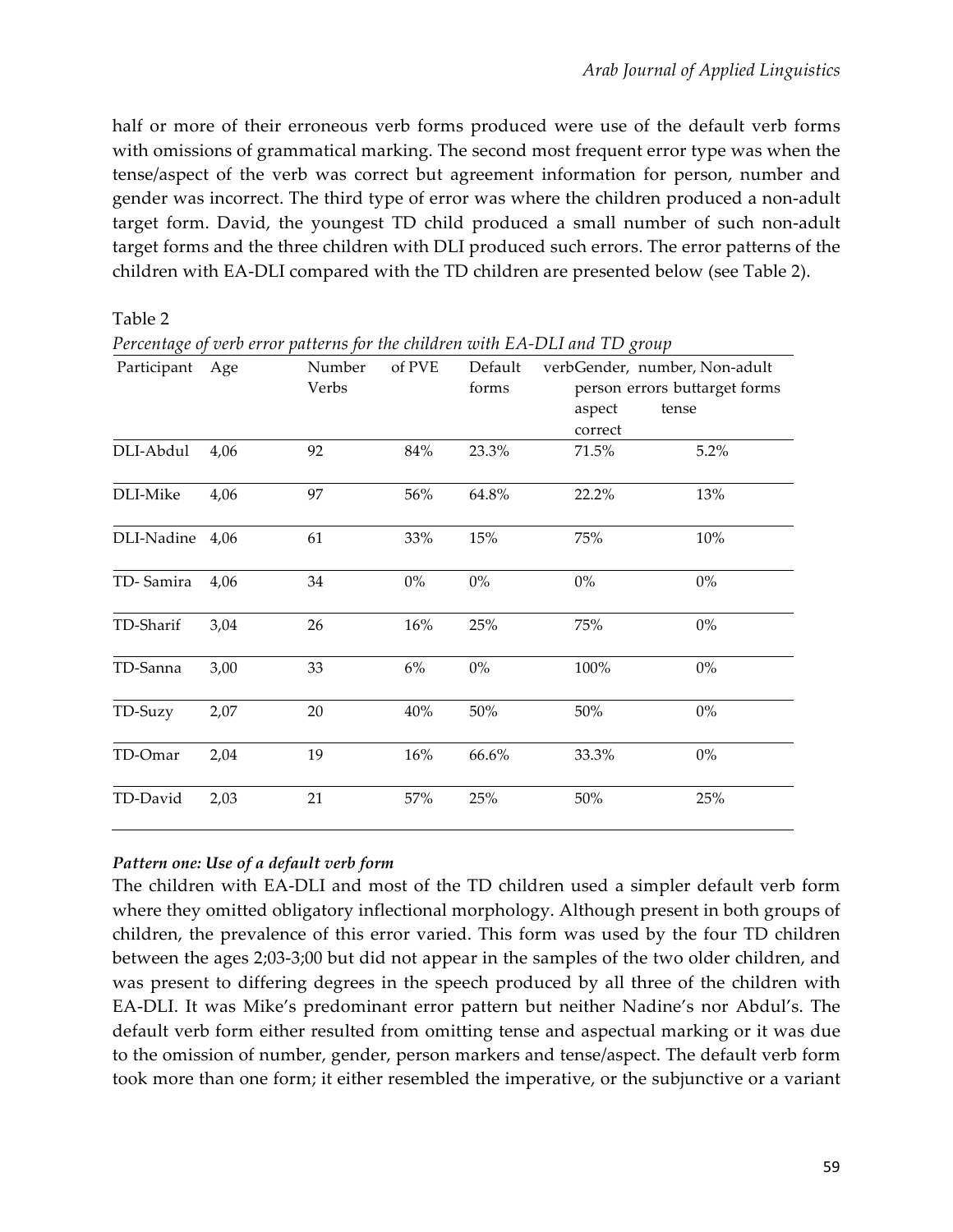half or more of their erroneous verb forms produced were use of the default verb forms with omissions of grammatical marking. The second most frequent error type was when the tense/aspect of the verb was correct but agreement information for person, number and gender was incorrect. The third type of error was where the children produced a non-adult target form. David, the youngest TD child produced a small number of such non-adult target forms and the three children with DLI produced such errors. The error patterns of the children with EA-DLI compared with the TD children are presented below (see Table 2).

Table 2

*Percentage of verb error patterns for the children with EA-DLI and TD group*

| Participant | Age | Number Verbs | of PVE | Default verb forms | Gender, number, person errors but aspect correct | Non-adult target forms tense |
|---|---|---|---|---|---|---|
| DLI-Abdul | 4,06 | 92 | 84% | 23.3% | 71.5% | 5.2% |
| DLI-Mike | 4,06 | 97 | 56% | 64.8% | 22.2% | 13% |
| DLI-Nadine | 4,06 | 61 | 33% | 15% | 75% | 10% |
| TD- Samira | 4,06 | 34 | 0% | 0% | 0% | 0% |
| TD-Sharif | 3,04 | 26 | 16% | 25% | 75% | 0% |
| TD-Sanna | 3,00 | 33 | 6% | 0% | 100% | 0% |
| TD-Suzy | 2,07 | 20 | 40% | 50% | 50% | 0% |
| TD-Omar | 2,04 | 19 | 16% | 66.6% | 33.3% | 0% |
| TD-David | 2,03 | 21 | 57% | 25% | 50% | 25% |

***Pattern one: Use of a default verb form***

The children with EA-DLI and most of the TD children used a simpler default verb form where they omitted obligatory inflectional morphology. Although present in both groups of children, the prevalence of this error varied. This form was used by the four TD children between the ages 2;03-3;00 but did not appear in the samples of the two older children, and was present to differing degrees in the speech produced by all three of the children with EA-DLI. It was Mike's predominant error pattern but neither Nadine's nor Abdul's. The default verb form either resulted from omitting tense and aspectual marking or it was due to the omission of number, gender, person markers and tense/aspect. The default verb form took more than one form; it either resembled the imperative, or the subjunctive or a variant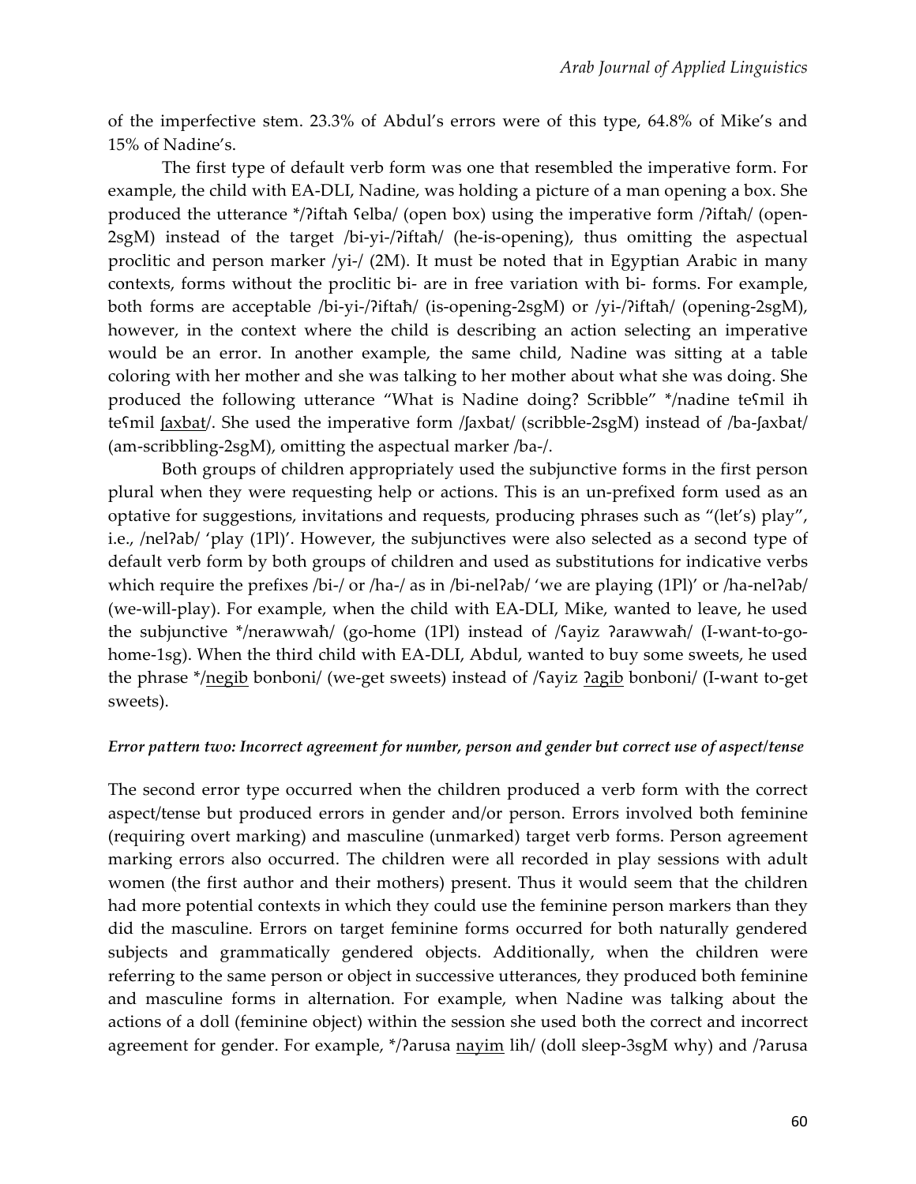of the imperfective stem. 23.3% of Abdul's errors were of this type, 64.8% of Mike's and 15% of Nadine's.

The first type of default verb form was one that resembled the imperative form. For example, the child with EA-DLI, Nadine, was holding a picture of a man opening a box. She produced the utterance */ʔiftaħ ʕelba/ (open box) using the imperative form /ʔiftaħ/ (open-2sgM) instead of the target /bi-yi-/ʔiftaħ/ (he-is-opening), thus omitting the aspectual proclitic and person marker /yi-/ (2M). It must be noted that in Egyptian Arabic in many contexts, forms without the proclitic bi- are in free variation with bi- forms. For example, both forms are acceptable /bi-yi-/ʔiftaħ/ (is-opening-2sgM) or /yi-/ʔiftaħ/ (opening-2sgM), however, in the context where the child is describing an action selecting an imperative would be an error. In another example, the same child, Nadine was sitting at a table coloring with her mother and she was talking to her mother about what she was doing. She produced the following utterance "What is Nadine doing? Scribble" */nadine teʕmil ih teʕmil ʃaxbat/. She used the imperative form /ʃaxbat/ (scribble-2sgM) instead of /ba-ʃaxbat/ (am-scribbling-2sgM), omitting the aspectual marker /ba-/.

Both groups of children appropriately used the subjunctive forms in the first person plural when they were requesting help or actions. This is an un-prefixed form used as an optative for suggestions, invitations and requests, producing phrases such as "(let's) play", i.e., /nelʔab/ 'play (1Pl)'. However, the subjunctives were also selected as a second type of default verb form by both groups of children and used as substitutions for indicative verbs which require the prefixes /bi-/ or /ha-/ as in /bi-nelʔab/ 'we are playing (1Pl)' or /ha-nelʔab/ (we-will-play). For example, when the child with EA-DLI, Mike, wanted to leave, he used the subjunctive */nerawwaħ/ (go-home (1Pl) instead of /ʕayiz ʔarawwaħ/ (I-want-to-go-home-1sg). When the third child with EA-DLI, Abdul, wanted to buy some sweets, he used the phrase */negib bonboni/ (we-get sweets) instead of /ʕayiz ʔagib bonboni/ (I-want to-get sweets).

#### *Error pattern two: Incorrect agreement for number, person and gender but correct use of aspect/tense*

The second error type occurred when the children produced a verb form with the correct aspect/tense but produced errors in gender and/or person. Errors involved both feminine (requiring overt marking) and masculine (unmarked) target verb forms. Person agreement marking errors also occurred. The children were all recorded in play sessions with adult women (the first author and their mothers) present. Thus it would seem that the children had more potential contexts in which they could use the feminine person markers than they did the masculine. Errors on target feminine forms occurred for both naturally gendered subjects and grammatically gendered objects. Additionally, when the children were referring to the same person or object in successive utterances, they produced both feminine and masculine forms in alternation. For example, when Nadine was talking about the actions of a doll (feminine object) within the session she used both the correct and incorrect agreement for gender. For example, */ʔarusa nayim lih/ (doll sleep-3sgM why) and /ʔarusa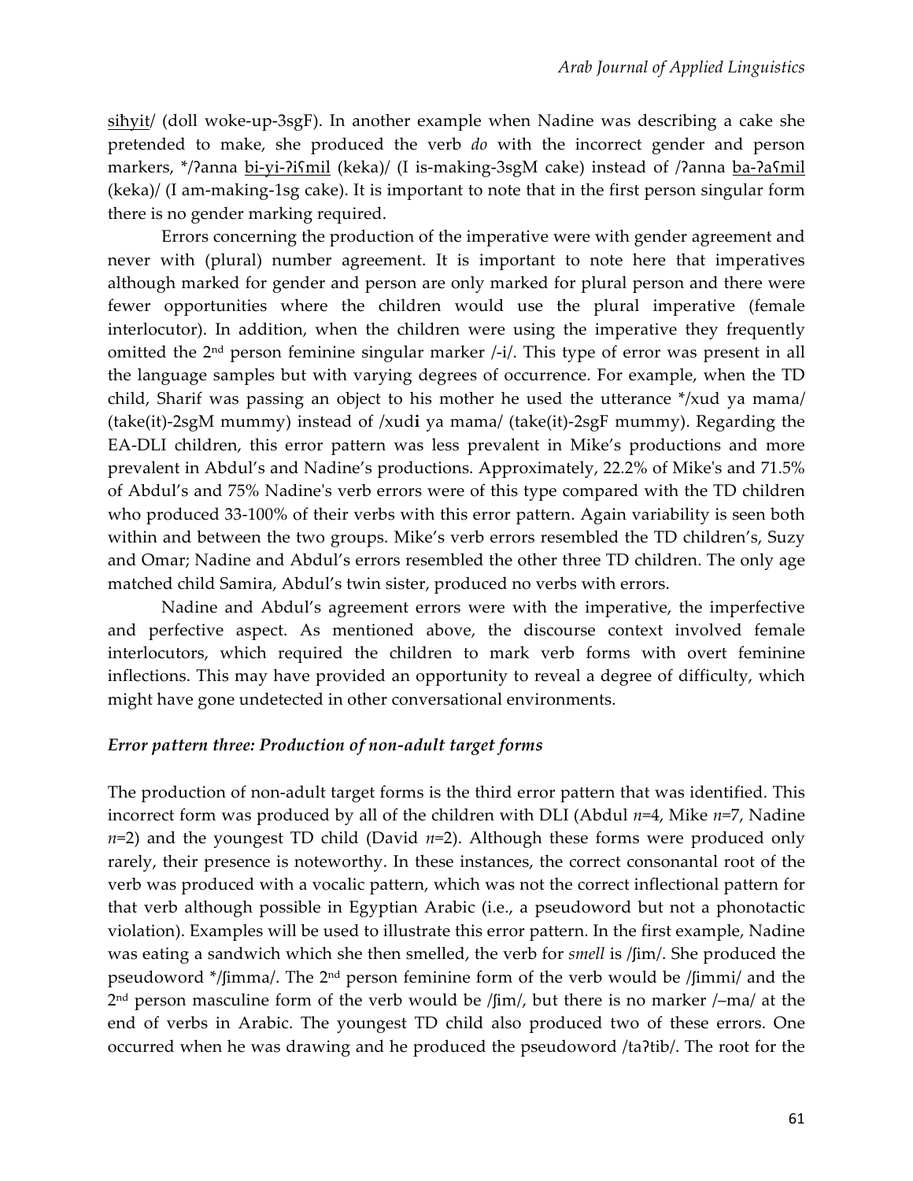sihyit/ (doll woke-up-3sgF). In another example when Nadine was describing a cake she pretended to make, she produced the verb *do* with the incorrect gender and person markers, */ʔanna bi-yi-ʔiʕmil (keka)/ (I is-making-3sgM cake) instead of /ʔanna ba-ʔaʕmil (keka)/ (I am-making-1sg cake). It is important to note that in the first person singular form there is no gender marking required.

Errors concerning the production of the imperative were with gender agreement and never with (plural) number agreement. It is important to note here that imperatives although marked for gender and person are only marked for plural person and there were fewer opportunities where the children would use the plural imperative (female interlocutor). In addition, when the children were using the imperative they frequently omitted the 2nd person feminine singular marker /-i/. This type of error was present in all the language samples but with varying degrees of occurrence. For example, when the TD child, Sharif was passing an object to his mother he used the utterance */xud ya mama/ (take(it)-2sgM mummy) instead of /xud**i** ya mama/ (take(it)-2sgF mummy). Regarding the EA-DLI children, this error pattern was less prevalent in Mike's productions and more prevalent in Abdul's and Nadine's productions. Approximately, 22.2% of Mike's and 71.5% of Abdul's and 75% Nadine's verb errors were of this type compared with the TD children who produced 33-100% of their verbs with this error pattern. Again variability is seen both within and between the two groups. Mike's verb errors resembled the TD children's, Suzy and Omar; Nadine and Abdul's errors resembled the other three TD children. The only age matched child Samira, Abdul's twin sister, produced no verbs with errors.

Nadine and Abdul's agreement errors were with the imperative, the imperfective and perfective aspect. As mentioned above, the discourse context involved female interlocutors, which required the children to mark verb forms with overt feminine inflections. This may have provided an opportunity to reveal a degree of difficulty, which might have gone undetected in other conversational environments.

### *Error pattern three: Production of non-adult target forms*

The production of non-adult target forms is the third error pattern that was identified. This incorrect form was produced by all of the children with DLI (Abdul *n*=4, Mike *n*=7, Nadine *n*=2) and the youngest TD child (David *n*=2). Although these forms were produced only rarely, their presence is noteworthy. In these instances, the correct consonantal root of the verb was produced with a vocalic pattern, which was not the correct inflectional pattern for that verb although possible in Egyptian Arabic (i.e., a pseudoword but not a phonotactic violation). Examples will be used to illustrate this error pattern. In the first example, Nadine was eating a sandwich which she then smelled, the verb for *smell* is /ʃim/. She produced the pseudoword */ʃimma/. The 2nd person feminine form of the verb would be /ʃimmi/ and the 2nd person masculine form of the verb would be /ʃim/, but there is no marker /–ma/ at the end of verbs in Arabic. The youngest TD child also produced two of these errors. One occurred when he was drawing and he produced the pseudoword /taʔtib/. The root for the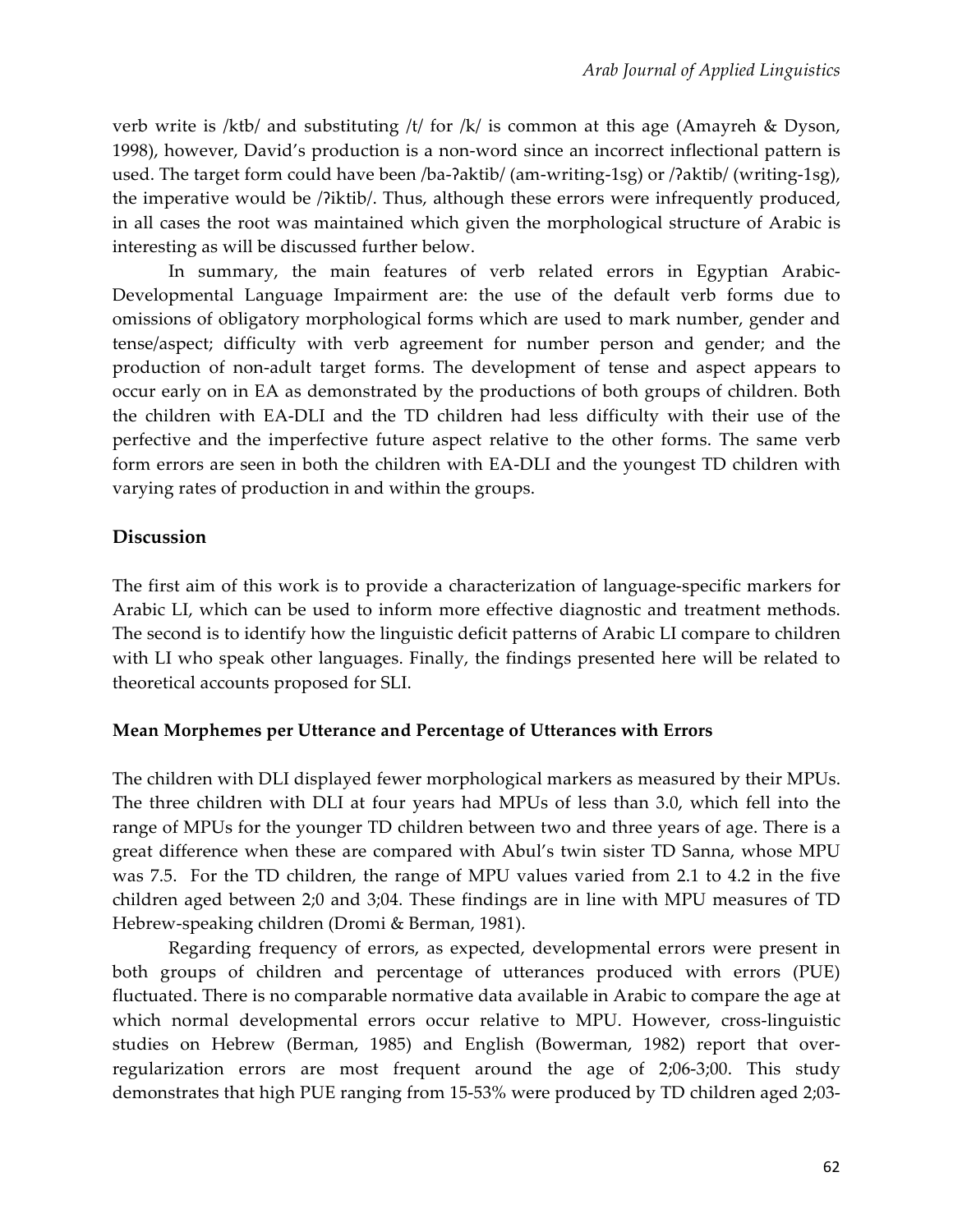verb write is /ktb/ and substituting /t/ for /k/ is common at this age (Amayreh & Dyson, 1998), however, David's production is a non-word since an incorrect inflectional pattern is used. The target form could have been /ba-ʔaktib/ (am-writing-1sg) or /ʔaktib/ (writing-1sg), the imperative would be /ʔiktib/. Thus, although these errors were infrequently produced, in all cases the root was maintained which given the morphological structure of Arabic is interesting as will be discussed further below.

In summary, the main features of verb related errors in Egyptian Arabic-Developmental Language Impairment are: the use of the default verb forms due to omissions of obligatory morphological forms which are used to mark number, gender and tense/aspect; difficulty with verb agreement for number person and gender; and the production of non-adult target forms. The development of tense and aspect appears to occur early on in EA as demonstrated by the productions of both groups of children. Both the children with EA-DLI and the TD children had less difficulty with their use of the perfective and the imperfective future aspect relative to the other forms. The same verb form errors are seen in both the children with EA-DLI and the youngest TD children with varying rates of production in and within the groups.

## Discussion

The first aim of this work is to provide a characterization of language-specific markers for Arabic LI, which can be used to inform more effective diagnostic and treatment methods. The second is to identify how the linguistic deficit patterns of Arabic LI compare to children with LI who speak other languages. Finally, the findings presented here will be related to theoretical accounts proposed for SLI.

### Mean Morphemes per Utterance and Percentage of Utterances with Errors

The children with DLI displayed fewer morphological markers as measured by their MPUs. The three children with DLI at four years had MPUs of less than 3.0, which fell into the range of MPUs for the younger TD children between two and three years of age. There is a great difference when these are compared with Abul's twin sister TD Sanna, whose MPU was 7.5. For the TD children, the range of MPU values varied from 2.1 to 4.2 in the five children aged between 2;0 and 3;04. These findings are in line with MPU measures of TD Hebrew-speaking children (Dromi & Berman, 1981).

Regarding frequency of errors, as expected, developmental errors were present in both groups of children and percentage of utterances produced with errors (PUE) fluctuated. There is no comparable normative data available in Arabic to compare the age at which normal developmental errors occur relative to MPU. However, cross-linguistic studies on Hebrew (Berman, 1985) and English (Bowerman, 1982) report that over-regularization errors are most frequent around the age of 2;06-3;00. This study demonstrates that high PUE ranging from 15-53% were produced by TD children aged 2;03-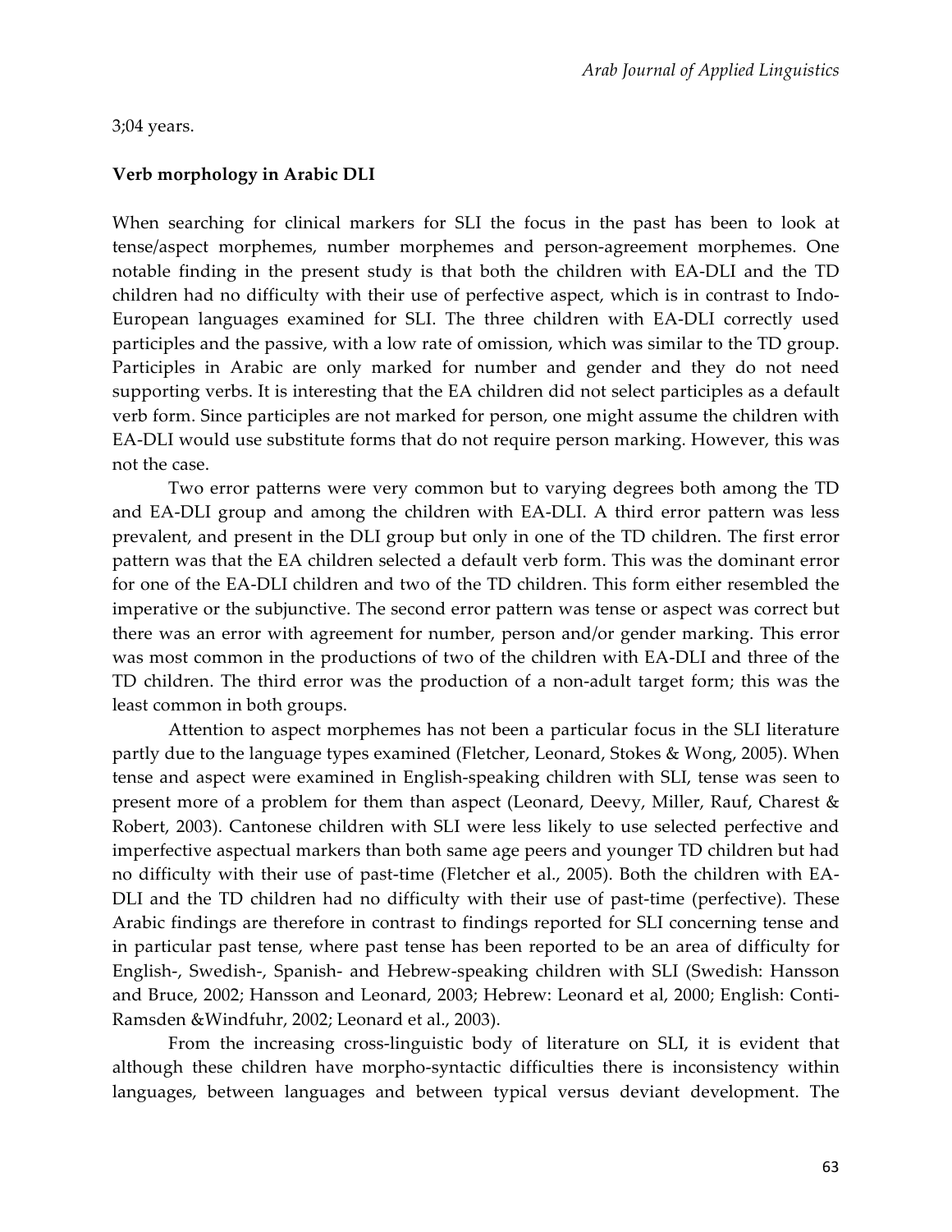3;04 years.

**Verb morphology in Arabic DLI**

When searching for clinical markers for SLI the focus in the past has been to look at tense/aspect morphemes, number morphemes and person-agreement morphemes. One notable finding in the present study is that both the children with EA-DLI and the TD children had no difficulty with their use of perfective aspect, which is in contrast to Indo-European languages examined for SLI. The three children with EA-DLI correctly used participles and the passive, with a low rate of omission, which was similar to the TD group. Participles in Arabic are only marked for number and gender and they do not need supporting verbs. It is interesting that the EA children did not select participles as a default verb form. Since participles are not marked for person, one might assume the children with EA-DLI would use substitute forms that do not require person marking. However, this was not the case.

Two error patterns were very common but to varying degrees both among the TD and EA-DLI group and among the children with EA-DLI. A third error pattern was less prevalent, and present in the DLI group but only in one of the TD children. The first error pattern was that the EA children selected a default verb form. This was the dominant error for one of the EA-DLI children and two of the TD children. This form either resembled the imperative or the subjunctive. The second error pattern was tense or aspect was correct but there was an error with agreement for number, person and/or gender marking. This error was most common in the productions of two of the children with EA-DLI and three of the TD children. The third error was the production of a non-adult target form; this was the least common in both groups.

Attention to aspect morphemes has not been a particular focus in the SLI literature partly due to the language types examined (Fletcher, Leonard, Stokes & Wong, 2005). When tense and aspect were examined in English-speaking children with SLI, tense was seen to present more of a problem for them than aspect (Leonard, Deevy, Miller, Rauf, Charest & Robert, 2003). Cantonese children with SLI were less likely to use selected perfective and imperfective aspectual markers than both same age peers and younger TD children but had no difficulty with their use of past-time (Fletcher et al., 2005). Both the children with EA-DLI and the TD children had no difficulty with their use of past-time (perfective). These Arabic findings are therefore in contrast to findings reported for SLI concerning tense and in particular past tense, where past tense has been reported to be an area of difficulty for English-, Swedish-, Spanish- and Hebrew-speaking children with SLI (Swedish: Hansson and Bruce, 2002; Hansson and Leonard, 2003; Hebrew: Leonard et al, 2000; English: Conti-Ramsden &Windfuhr, 2002; Leonard et al., 2003).

From the increasing cross-linguistic body of literature on SLI, it is evident that although these children have morpho-syntactic difficulties there is inconsistency within languages, between languages and between typical versus deviant development. The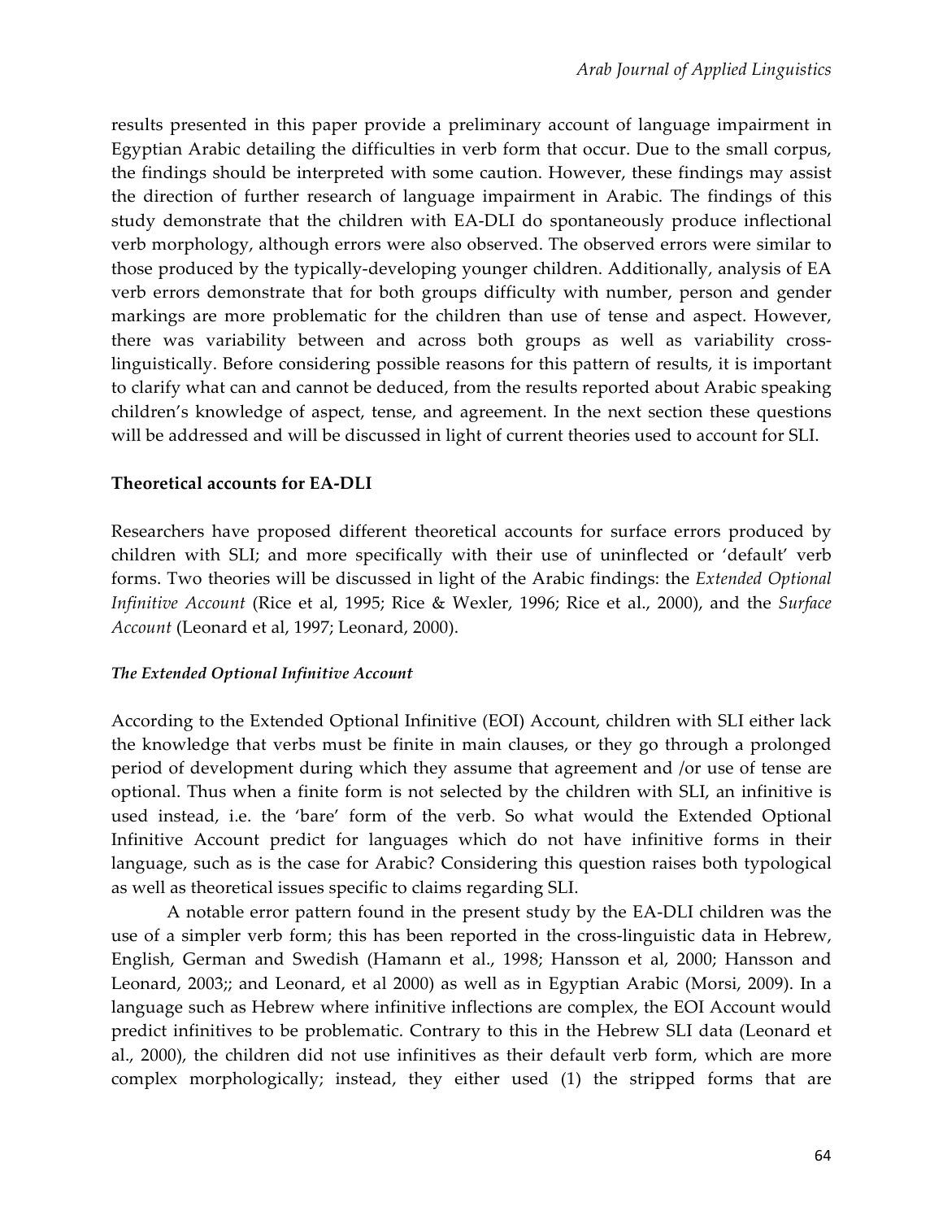results presented in this paper provide a preliminary account of language impairment in Egyptian Arabic detailing the difficulties in verb form that occur. Due to the small corpus, the findings should be interpreted with some caution. However, these findings may assist the direction of further research of language impairment in Arabic. The findings of this study demonstrate that the children with EA-DLI do spontaneously produce inflectional verb morphology, although errors were also observed. The observed errors were similar to those produced by the typically-developing younger children. Additionally, analysis of EA verb errors demonstrate that for both groups difficulty with number, person and gender markings are more problematic for the children than use of tense and aspect. However, there was variability between and across both groups as well as variability cross-linguistically. Before considering possible reasons for this pattern of results, it is important to clarify what can and cannot be deduced, from the results reported about Arabic speaking children's knowledge of aspect, tense, and agreement. In the next section these questions will be addressed and will be discussed in light of current theories used to account for SLI.

**Theoretical accounts for EA-DLI**

Researchers have proposed different theoretical accounts for surface errors produced by children with SLI; and more specifically with their use of uninflected or 'default' verb forms. Two theories will be discussed in light of the Arabic findings: the *Extended Optional Infinitive Account* (Rice et al, 1995; Rice & Wexler, 1996; Rice et al., 2000), and the *Surface Account* (Leonard et al, 1997; Leonard, 2000).

***The Extended Optional Infinitive Account***

According to the Extended Optional Infinitive (EOI) Account, children with SLI either lack the knowledge that verbs must be finite in main clauses, or they go through a prolonged period of development during which they assume that agreement and /or use of tense are optional. Thus when a finite form is not selected by the children with SLI, an infinitive is used instead, i.e. the 'bare' form of the verb. So what would the Extended Optional Infinitive Account predict for languages which do not have infinitive forms in their language, such as is the case for Arabic? Considering this question raises both typological as well as theoretical issues specific to claims regarding SLI.

A notable error pattern found in the present study by the EA-DLI children was the use of a simpler verb form; this has been reported in the cross-linguistic data in Hebrew, English, German and Swedish (Hamann et al., 1998; Hansson et al, 2000; Hansson and Leonard, 2003;; and Leonard, et al 2000) as well as in Egyptian Arabic (Morsi, 2009). In a language such as Hebrew where infinitive inflections are complex, the EOI Account would predict infinitives to be problematic. Contrary to this in the Hebrew SLI data (Leonard et al., 2000), the children did not use infinitives as their default verb form, which are more complex morphologically; instead, they either used (1) the stripped forms that are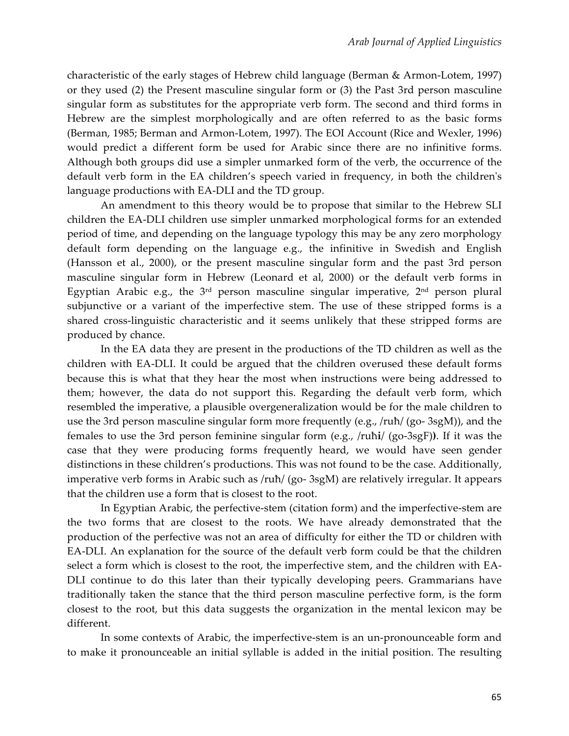characteristic of the early stages of Hebrew child language (Berman & Armon-Lotem, 1997) or they used (2) the Present masculine singular form or (3) the Past 3rd person masculine singular form as substitutes for the appropriate verb form. The second and third forms in Hebrew are the simplest morphologically and are often referred to as the basic forms (Berman, 1985; Berman and Armon-Lotem, 1997). The EOI Account (Rice and Wexler, 1996) would predict a different form be used for Arabic since there are no infinitive forms. Although both groups did use a simpler unmarked form of the verb, the occurrence of the default verb form in the EA children's speech varied in frequency, in both the children's language productions with EA-DLI and the TD group.

An amendment to this theory would be to propose that similar to the Hebrew SLI children the EA-DLI children use simpler unmarked morphological forms for an extended period of time, and depending on the language typology this may be any zero morphology default form depending on the language e.g., the infinitive in Swedish and English (Hansson et al., 2000), or the present masculine singular form and the past 3rd person masculine singular form in Hebrew (Leonard et al, 2000) or the default verb forms in Egyptian Arabic e.g., the 3rd person masculine singular imperative, 2nd person plural subjunctive or a variant of the imperfective stem. The use of these stripped forms is a shared cross-linguistic characteristic and it seems unlikely that these stripped forms are produced by chance.

In the EA data they are present in the productions of the TD children as well as the children with EA-DLI. It could be argued that the children overused these default forms because this is what that they hear the most when instructions were being addressed to them; however, the data do not support this. Regarding the default verb form, which resembled the imperative, a plausible overgeneralization would be for the male children to use the 3rd person masculine singular form more frequently (e.g., /ruħ/ (go- 3sgM)), and the females to use the 3rd person feminine singular form (e.g., /ruħ**i**/ (go-3sgF)**)**. If it was the case that they were producing forms frequently heard, we would have seen gender distinctions in these children's productions. This was not found to be the case. Additionally, imperative verb forms in Arabic such as /ruħ/ (go- 3sgM) are relatively irregular. It appears that the children use a form that is closest to the root.

In Egyptian Arabic, the perfective-stem (citation form) and the imperfective-stem are the two forms that are closest to the roots. We have already demonstrated that the production of the perfective was not an area of difficulty for either the TD or children with EA-DLI. An explanation for the source of the default verb form could be that the children select a form which is closest to the root, the imperfective stem, and the children with EA-DLI continue to do this later than their typically developing peers. Grammarians have traditionally taken the stance that the third person masculine perfective form, is the form closest to the root, but this data suggests the organization in the mental lexicon may be different.

In some contexts of Arabic, the imperfective-stem is an un-pronounceable form and to make it pronounceable an initial syllable is added in the initial position. The resulting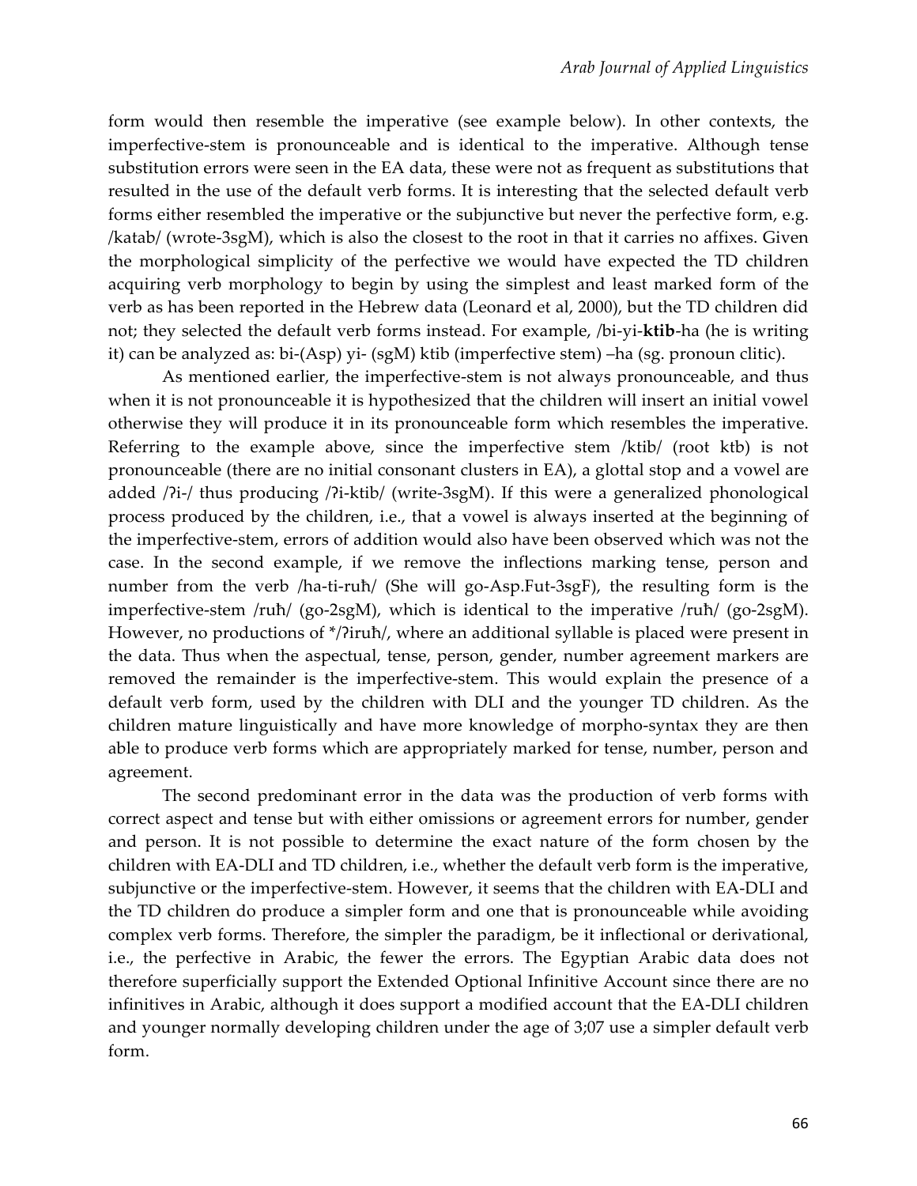form would then resemble the imperative (see example below). In other contexts, the imperfective-stem is pronounceable and is identical to the imperative. Although tense substitution errors were seen in the EA data, these were not as frequent as substitutions that resulted in the use of the default verb forms. It is interesting that the selected default verb forms either resembled the imperative or the subjunctive but never the perfective form, e.g. /katab/ (wrote-3sgM), which is also the closest to the root in that it carries no affixes. Given the morphological simplicity of the perfective we would have expected the TD children acquiring verb morphology to begin by using the simplest and least marked form of the verb as has been reported in the Hebrew data (Leonard et al, 2000), but the TD children did not; they selected the default verb forms instead. For example, /bi-yi-**ktib**-ha (he is writing it) can be analyzed as: bi-(Asp) yi- (sgM) ktib (imperfective stem) –ha (sg. pronoun clitic).

As mentioned earlier, the imperfective-stem is not always pronounceable, and thus when it is not pronounceable it is hypothesized that the children will insert an initial vowel otherwise they will produce it in its pronounceable form which resembles the imperative. Referring to the example above, since the imperfective stem /ktib/ (root ktb) is not pronounceable (there are no initial consonant clusters in EA), a glottal stop and a vowel are added /ʔi-/ thus producing /ʔi-ktib/ (write-3sgM). If this were a generalized phonological process produced by the children, i.e., that a vowel is always inserted at the beginning of the imperfective-stem, errors of addition would also have been observed which was not the case. In the second example, if we remove the inflections marking tense, person and number from the verb /ha-ti-ruħ/ (She will go-Asp.Fut-3sgF), the resulting form is the imperfective-stem /ruħ/ (go-2sgM), which is identical to the imperative /ruħ/ (go-2sgM). However, no productions of */ʔiruħ/, where an additional syllable is placed were present in the data. Thus when the aspectual, tense, person, gender, number agreement markers are removed the remainder is the imperfective-stem. This would explain the presence of a default verb form, used by the children with DLI and the younger TD children. As the children mature linguistically and have more knowledge of morpho-syntax they are then able to produce verb forms which are appropriately marked for tense, number, person and agreement.

The second predominant error in the data was the production of verb forms with correct aspect and tense but with either omissions or agreement errors for number, gender and person. It is not possible to determine the exact nature of the form chosen by the children with EA-DLI and TD children, i.e., whether the default verb form is the imperative, subjunctive or the imperfective-stem. However, it seems that the children with EA-DLI and the TD children do produce a simpler form and one that is pronounceable while avoiding complex verb forms. Therefore, the simpler the paradigm, be it inflectional or derivational, i.e., the perfective in Arabic, the fewer the errors. The Egyptian Arabic data does not therefore superficially support the Extended Optional Infinitive Account since there are no infinitives in Arabic, although it does support a modified account that the EA-DLI children and younger normally developing children under the age of 3;07 use a simpler default verb form.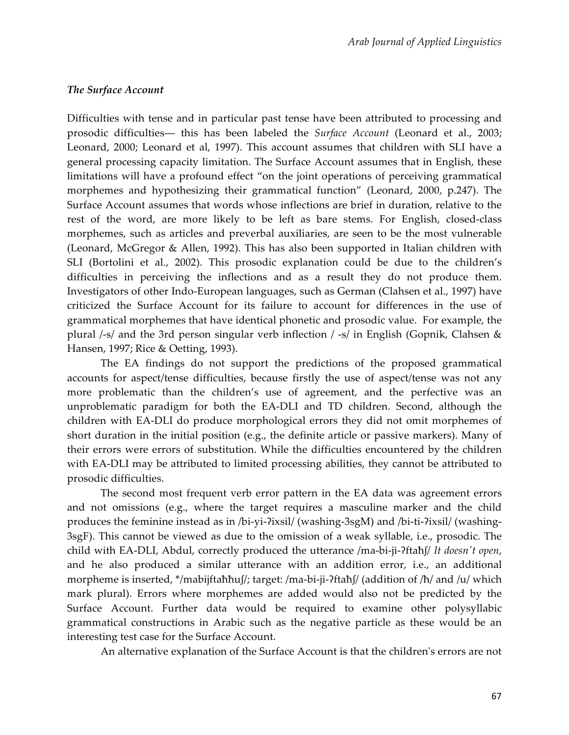### *The Surface Account*

Difficulties with tense and in particular past tense have been attributed to processing and prosodic difficulties— this has been labeled the *Surface Account* (Leonard et al., 2003; Leonard, 2000; Leonard et al, 1997). This account assumes that children with SLI have a general processing capacity limitation. The Surface Account assumes that in English, these limitations will have a profound effect "on the joint operations of perceiving grammatical morphemes and hypothesizing their grammatical function" (Leonard, 2000, p.247). The Surface Account assumes that words whose inflections are brief in duration, relative to the rest of the word, are more likely to be left as bare stems. For English, closed-class morphemes, such as articles and preverbal auxiliaries, are seen to be the most vulnerable (Leonard, McGregor & Allen, 1992). This has also been supported in Italian children with SLI (Bortolini et al., 2002). This prosodic explanation could be due to the children's difficulties in perceiving the inflections and as a result they do not produce them. Investigators of other Indo-European languages, such as German (Clahsen et al., 1997) have criticized the Surface Account for its failure to account for differences in the use of grammatical morphemes that have identical phonetic and prosodic value. For example, the plural /-s/ and the 3rd person singular verb inflection / -s/ in English (Gopnik, Clahsen & Hansen, 1997; Rice & Oetting, 1993).

The EA findings do not support the predictions of the proposed grammatical accounts for aspect/tense difficulties, because firstly the use of aspect/tense was not any more problematic than the children's use of agreement, and the perfective was an unproblematic paradigm for both the EA-DLI and TD children. Second, although the children with EA-DLI do produce morphological errors they did not omit morphemes of short duration in the initial position (e.g., the definite article or passive markers). Many of their errors were errors of substitution. While the difficulties encountered by the children with EA-DLI may be attributed to limited processing abilities, they cannot be attributed to prosodic difficulties.

The second most frequent verb error pattern in the EA data was agreement errors and not omissions (e.g., where the target requires a masculine marker and the child produces the feminine instead as in /bi-yi-ʔixsil/ (washing-3sgM) and /bi-ti-ʔixsil/ (washing-3sgF). This cannot be viewed as due to the omission of a weak syllable, i.e., prosodic. The child with EA-DLI, Abdul, correctly produced the utterance /ma-bi-ji-ʔftaħʃ/ *It doesn't open*, and he also produced a similar utterance with an addition error, i.e., an additional morpheme is inserted, */mabijftaħħuʃ/; target: /ma-bi-ji-ʔftaħʃ/ (addition of /ħ/ and /u/ which mark plural). Errors where morphemes are added would also not be predicted by the Surface Account. Further data would be required to examine other polysyllabic grammatical constructions in Arabic such as the negative particle as these would be an interesting test case for the Surface Account.

An alternative explanation of the Surface Account is that the children's errors are not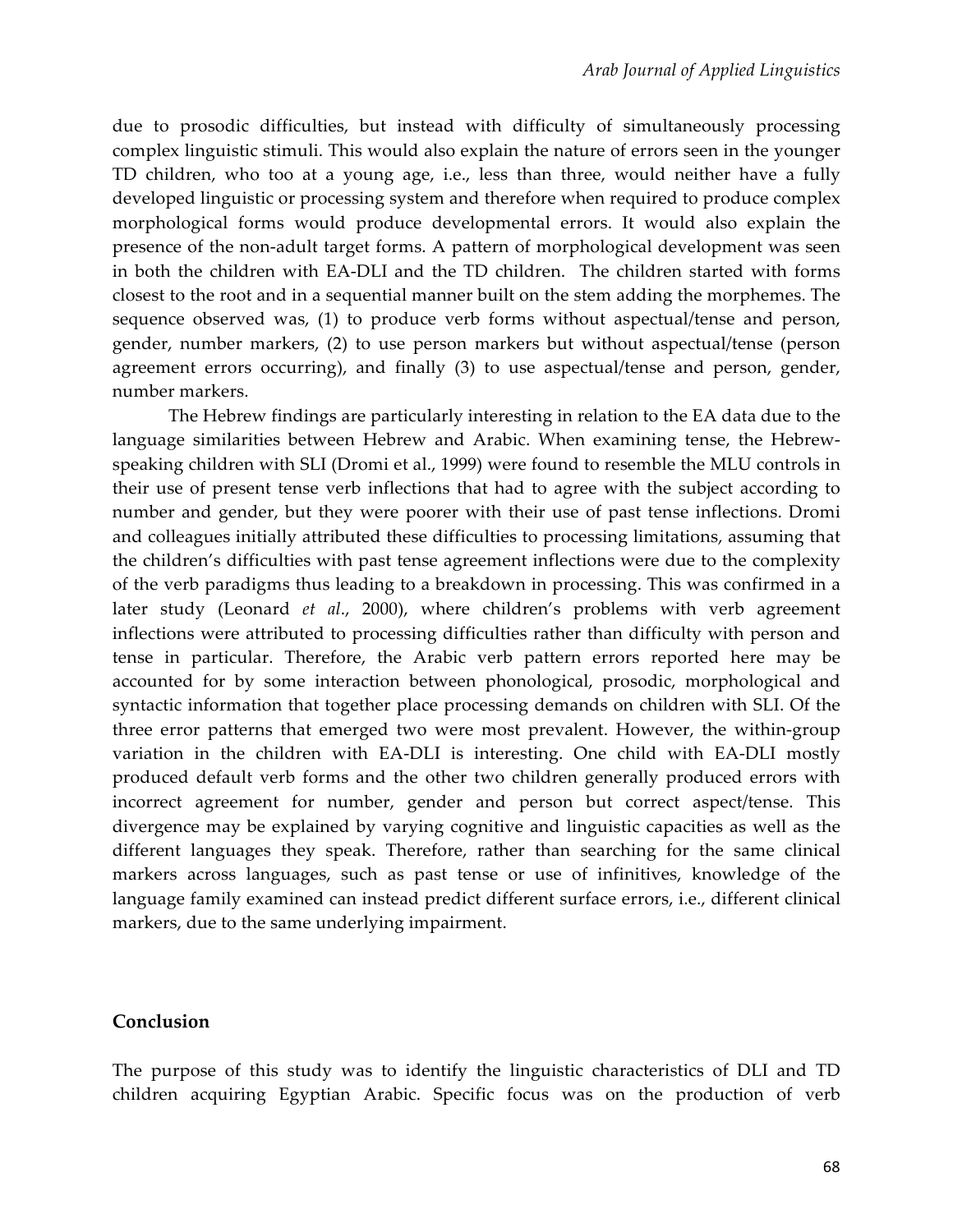due to prosodic difficulties, but instead with difficulty of simultaneously processing complex linguistic stimuli. This would also explain the nature of errors seen in the younger TD children, who too at a young age, i.e., less than three, would neither have a fully developed linguistic or processing system and therefore when required to produce complex morphological forms would produce developmental errors. It would also explain the presence of the non-adult target forms. A pattern of morphological development was seen in both the children with EA-DLI and the TD children. The children started with forms closest to the root and in a sequential manner built on the stem adding the morphemes. The sequence observed was, (1) to produce verb forms without aspectual/tense and person, gender, number markers, (2) to use person markers but without aspectual/tense (person agreement errors occurring), and finally (3) to use aspectual/tense and person, gender, number markers.

The Hebrew findings are particularly interesting in relation to the EA data due to the language similarities between Hebrew and Arabic. When examining tense, the Hebrew-speaking children with SLI (Dromi et al., 1999) were found to resemble the MLU controls in their use of present tense verb inflections that had to agree with the subject according to number and gender, but they were poorer with their use of past tense inflections. Dromi and colleagues initially attributed these difficulties to processing limitations, assuming that the children's difficulties with past tense agreement inflections were due to the complexity of the verb paradigms thus leading to a breakdown in processing. This was confirmed in a later study (Leonard *et al*., 2000), where children's problems with verb agreement inflections were attributed to processing difficulties rather than difficulty with person and tense in particular. Therefore, the Arabic verb pattern errors reported here may be accounted for by some interaction between phonological, prosodic, morphological and syntactic information that together place processing demands on children with SLI. Of the three error patterns that emerged two were most prevalent. However, the within-group variation in the children with EA-DLI is interesting. One child with EA-DLI mostly produced default verb forms and the other two children generally produced errors with incorrect agreement for number, gender and person but correct aspect/tense. This divergence may be explained by varying cognitive and linguistic capacities as well as the different languages they speak. Therefore, rather than searching for the same clinical markers across languages, such as past tense or use of infinitives, knowledge of the language family examined can instead predict different surface errors, i.e., different clinical markers, due to the same underlying impairment.

## Conclusion

The purpose of this study was to identify the linguistic characteristics of DLI and TD children acquiring Egyptian Arabic. Specific focus was on the production of verb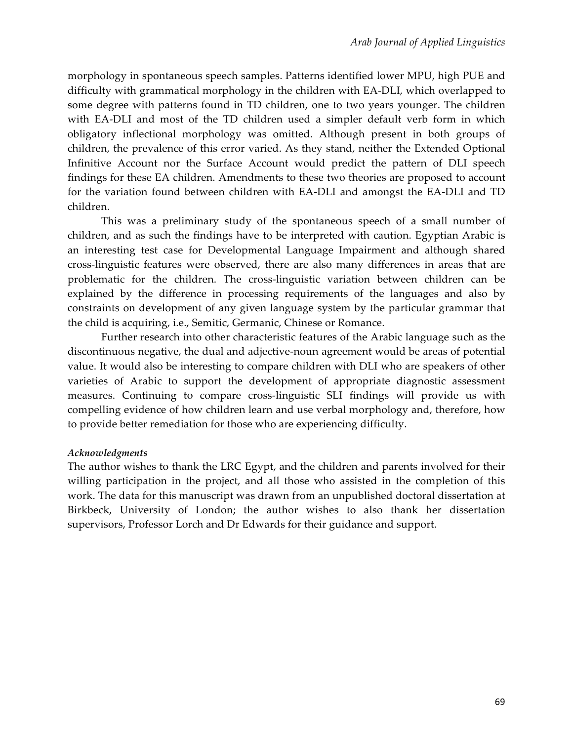morphology in spontaneous speech samples. Patterns identified lower MPU, high PUE and difficulty with grammatical morphology in the children with EA-DLI, which overlapped to some degree with patterns found in TD children, one to two years younger. The children with EA-DLI and most of the TD children used a simpler default verb form in which obligatory inflectional morphology was omitted. Although present in both groups of children, the prevalence of this error varied. As they stand, neither the Extended Optional Infinitive Account nor the Surface Account would predict the pattern of DLI speech findings for these EA children. Amendments to these two theories are proposed to account for the variation found between children with EA-DLI and amongst the EA-DLI and TD children.

This was a preliminary study of the spontaneous speech of a small number of children, and as such the findings have to be interpreted with caution. Egyptian Arabic is an interesting test case for Developmental Language Impairment and although shared cross-linguistic features were observed, there are also many differences in areas that are problematic for the children. The cross-linguistic variation between children can be explained by the difference in processing requirements of the languages and also by constraints on development of any given language system by the particular grammar that the child is acquiring, i.e., Semitic, Germanic, Chinese or Romance.

Further research into other characteristic features of the Arabic language such as the discontinuous negative, the dual and adjective-noun agreement would be areas of potential value. It would also be interesting to compare children with DLI who are speakers of other varieties of Arabic to support the development of appropriate diagnostic assessment measures. Continuing to compare cross-linguistic SLI findings will provide us with compelling evidence of how children learn and use verbal morphology and, therefore, how to provide better remediation for those who are experiencing difficulty.

***Acknowledgments***

The author wishes to thank the LRC Egypt, and the children and parents involved for their willing participation in the project, and all those who assisted in the completion of this work. The data for this manuscript was drawn from an unpublished doctoral dissertation at Birkbeck, University of London; the author wishes to also thank her dissertation supervisors, Professor Lorch and Dr Edwards for their guidance and support.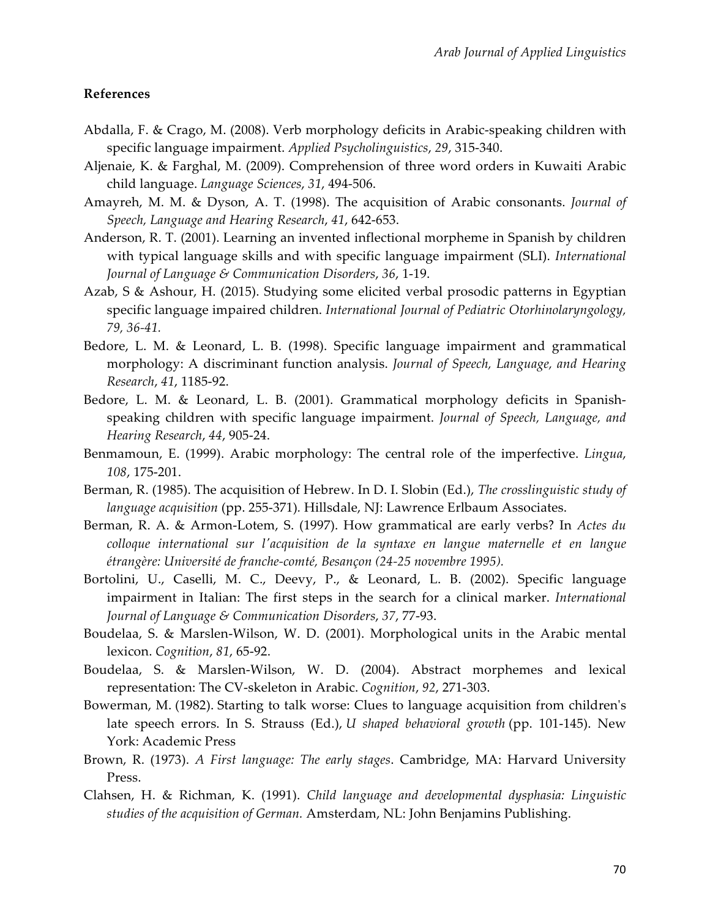**References**

Abdalla, F. & Crago, M. (2008). Verb morphology deficits in Arabic-speaking children with specific language impairment. *Applied Psycholinguistics*, *29*, 315-340.

Aljenaie, K. & Farghal, M. (2009). Comprehension of three word orders in Kuwaiti Arabic child language. *Language Sciences*, *31*, 494-506.

Amayreh, M. M. & Dyson, A. T. (1998). The acquisition of Arabic consonants. *Journal of Speech, Language and Hearing Research*, *41*, 642-653.

Anderson, R. T. (2001). Learning an invented inflectional morpheme in Spanish by children with typical language skills and with specific language impairment (SLI). *International Journal of Language & Communication Disorders*, *36*, 1-19.

Azab, S & Ashour, H. (2015). Studying some elicited verbal prosodic patterns in Egyptian specific language impaired children. *International Journal of Pediatric Otorhinolaryngology, 79, 36-41.*

Bedore, L. M. & Leonard, L. B. (1998). Specific language impairment and grammatical morphology: A discriminant function analysis. *Journal of Speech, Language, and Hearing Research*, *41*, 1185-92.

Bedore, L. M. & Leonard, L. B. (2001). Grammatical morphology deficits in Spanish-speaking children with specific language impairment. *Journal of Speech, Language, and Hearing Research*, *44*, 905-24.

Benmamoun, E. (1999). Arabic morphology: The central role of the imperfective. *Lingua*, *108*, 175-201.

Berman, R. (1985). The acquisition of Hebrew. In D. I. Slobin (Ed.), *The crosslinguistic study of language acquisition* (pp. 255-371). Hillsdale, NJ: Lawrence Erlbaum Associates.

Berman, R. A. & Armon-Lotem, S. (1997). How grammatical are early verbs? In *Actes du colloque international sur l'acquisition de la syntaxe en langue maternelle et en langue étrangère: Université de franche-comté, Besançon (24-25 novembre 1995).*

Bortolini, U., Caselli, M. C., Deevy, P., & Leonard, L. B. (2002). Specific language impairment in Italian: The first steps in the search for a clinical marker. *International Journal of Language & Communication Disorders*, *37*, 77-93.

Boudelaa, S. & Marslen-Wilson, W. D. (2001). Morphological units in the Arabic mental lexicon. *Cognition*, *81*, 65-92.

Boudelaa, S. & Marslen-Wilson, W. D. (2004). Abstract morphemes and lexical representation: The CV-skeleton in Arabic. *Cognition*, *92*, 271-303.

Bowerman, M. (1982). Starting to talk worse: Clues to language acquisition from children's late speech errors. In S. Strauss (Ed.), *U shaped behavioral growth* (pp. 101-145). New York: Academic Press

Brown, R. (1973). *A First language: The early stages*. Cambridge, MA: Harvard University Press.

Clahsen, H. & Richman, K. (1991). *Child language and developmental dysphasia: Linguistic studies of the acquisition of German.* Amsterdam, NL: John Benjamins Publishing.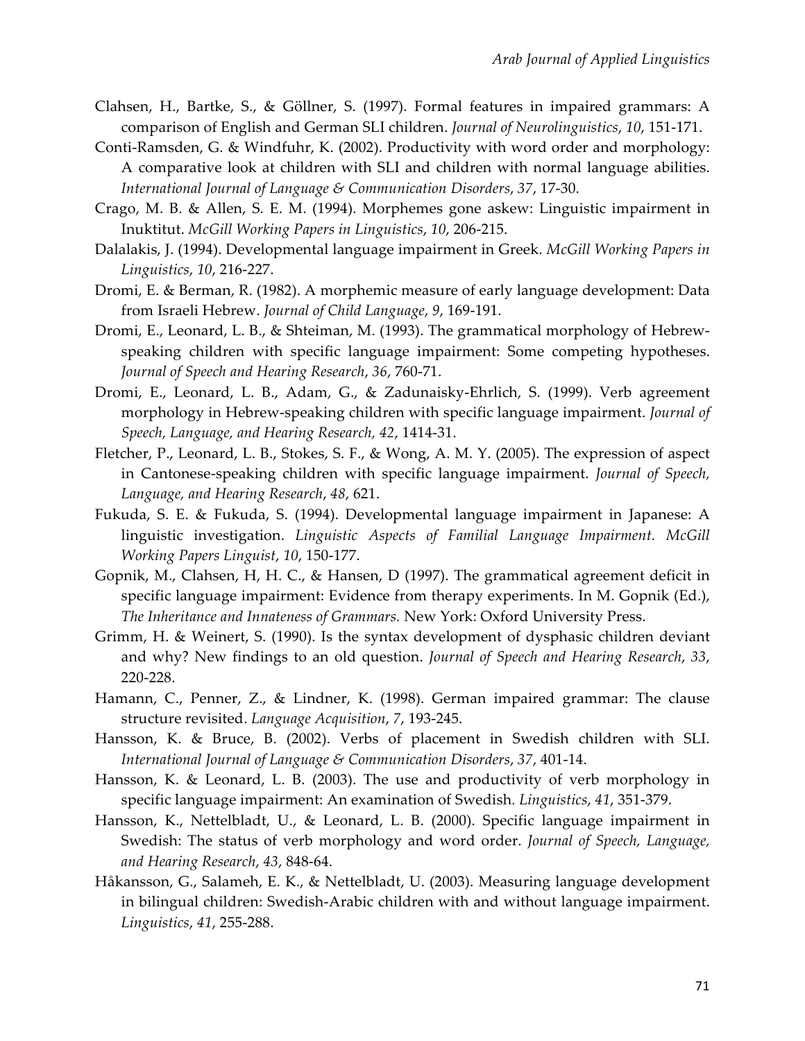Clahsen, H., Bartke, S., & Göllner, S. (1997). Formal features in impaired grammars: A comparison of English and German SLI children. *Journal of Neurolinguistics*, *10*, 151-171.

Conti-Ramsden, G. & Windfuhr, K. (2002). Productivity with word order and morphology: A comparative look at children with SLI and children with normal language abilities. *International Journal of Language & Communication Disorders*, *37*, 17-30.

Crago, M. B. & Allen, S. E. M. (1994). Morphemes gone askew: Linguistic impairment in Inuktitut. *McGill Working Papers in Linguistics*, *10*, 206-215.

Dalalakis, J. (1994). Developmental language impairment in Greek. *McGill Working Papers in Linguistics*, *10*, 216-227.

Dromi, E. & Berman, R. (1982). A morphemic measure of early language development: Data from Israeli Hebrew. *Journal of Child Language*, *9*, 169-191.

Dromi, E., Leonard, L. B., & Shteiman, M. (1993). The grammatical morphology of Hebrew-speaking children with specific language impairment: Some competing hypotheses. *Journal of Speech and Hearing Research*, *36*, 760-71.

Dromi, E., Leonard, L. B., Adam, G., & Zadunaisky-Ehrlich, S. (1999). Verb agreement morphology in Hebrew-speaking children with specific language impairment. *Journal of Speech, Language, and Hearing Research, 42*, 1414-31.

Fletcher, P., Leonard, L. B., Stokes, S. F., & Wong, A. M. Y. (2005). The expression of aspect in Cantonese-speaking children with specific language impairment. *Journal of Speech, Language, and Hearing Research*, *48*, 621.

Fukuda, S. E. & Fukuda, S. (1994). Developmental language impairment in Japanese: A linguistic investigation. *Linguistic Aspects of Familial Language Impairment. McGill Working Papers Linguist*, *10*, 150-177.

Gopnik, M., Clahsen, H, H. C., & Hansen, D (1997). The grammatical agreement deficit in specific language impairment: Evidence from therapy experiments. In M. Gopnik (Ed.), *The Inheritance and Innateness of Grammars.* New York: Oxford University Press.

Grimm, H. & Weinert, S. (1990). Is the syntax development of dysphasic children deviant and why? New findings to an old question. *Journal of Speech and Hearing Research*, *33*, 220-228.

Hamann, C., Penner, Z., & Lindner, K. (1998). German impaired grammar: The clause structure revisited. *Language Acquisition*, *7*, 193-245.

Hansson, K. & Bruce, B. (2002). Verbs of placement in Swedish children with SLI. *International Journal of Language & Communication Disorders*, *37*, 401-14.

Hansson, K. & Leonard, L. B. (2003). The use and productivity of verb morphology in specific language impairment: An examination of Swedish. *Linguistics*, *41*, 351-379.

Hansson, K., Nettelbladt, U., & Leonard, L. B. (2000). Specific language impairment in Swedish: The status of verb morphology and word order. *Journal of Speech, Language, and Hearing Research*, *43*, 848-64.

Håkansson, G., Salameh, E. K., & Nettelbladt, U. (2003). Measuring language development in bilingual children: Swedish-Arabic children with and without language impairment. *Linguistics*, *41*, 255-288.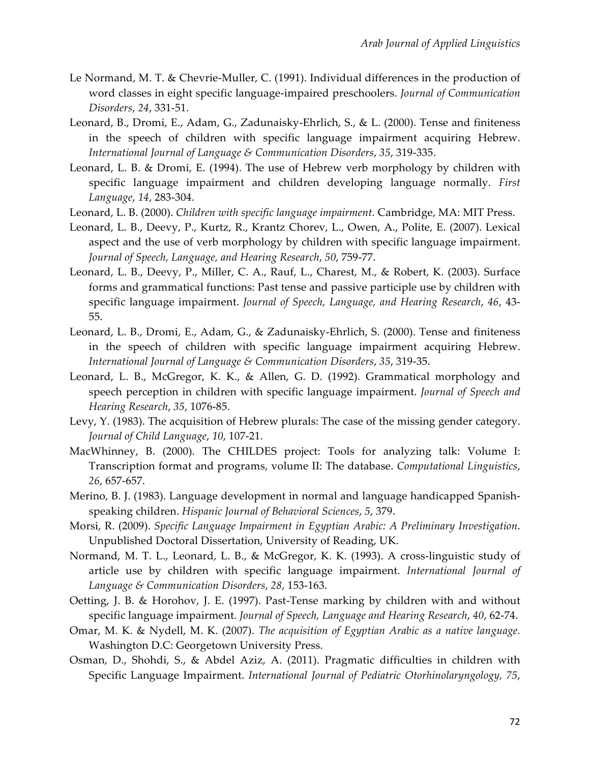Le Normand, M. T. & Chevrie-Muller, C. (1991). Individual differences in the production of word classes in eight specific language-impaired preschoolers. *Journal of Communication Disorders*, *24*, 331-51.

Leonard, B., Dromi, E., Adam, G., Zadunaisky-Ehrlich, S., & L. (2000). Tense and finiteness in the speech of children with specific language impairment acquiring Hebrew. *International Journal of Language & Communication Disorders*, *35*, 319-335.

Leonard, L. B. & Dromi, E. (1994). The use of Hebrew verb morphology by children with specific language impairment and children developing language normally. *First Language*, *14*, 283-304.

Leonard, L. B. (2000). *Children with specific language impairment.* Cambridge, MA: MIT Press.

Leonard, L. B., Deevy, P., Kurtz, R., Krantz Chorev, L., Owen, A., Polite, E. (2007). Lexical aspect and the use of verb morphology by children with specific language impairment. *Journal of Speech, Language, and Hearing Research*, *50*, 759-77.

Leonard, L. B., Deevy, P., Miller, C. A., Rauf, L., Charest, M., & Robert, K. (2003). Surface forms and grammatical functions: Past tense and passive participle use by children with specific language impairment. *Journal of Speech, Language, and Hearing Research*, *46*, 43-55.

Leonard, L. B., Dromi, E., Adam, G., & Zadunaisky-Ehrlich, S. (2000). Tense and finiteness in the speech of children with specific language impairment acquiring Hebrew. *International Journal of Language & Communication Disorders*, *35*, 319-35.

Leonard, L. B., McGregor, K. K., & Allen, G. D. (1992). Grammatical morphology and speech perception in children with specific language impairment. *Journal of Speech and Hearing Research*, *35*, 1076-85.

Levy, Y. (1983). The acquisition of Hebrew plurals: The case of the missing gender category. *Journal of Child Language*, *10*, 107-21.

MacWhinney, B. (2000). The CHILDES project: Tools for analyzing talk: Volume I: Transcription format and programs, volume II: The database. *Computational Linguistics*, *26*, 657-657.

Merino, B. J. (1983). Language development in normal and language handicapped Spanish-speaking children. *Hispanic Journal of Behavioral Sciences*, *5*, 379.

Morsi, R. (2009). *Specific Language Impairment in Egyptian Arabic: A Preliminary Investigation*. Unpublished Doctoral Dissertation, University of Reading, UK.

Normand, M. T. L., Leonard, L. B., & McGregor, K. K. (1993). A cross-linguistic study of article use by children with specific language impairment. *International Journal of Language & Communication Disorders*, *28*, 153-163.

Oetting, J. B. & Horohov, J. E. (1997). Past-Tense marking by children with and without specific language impairment. *Journal of Speech, Language and Hearing Research*, *40*, 62-74.

Omar, M. K. & Nydell, M. K. (2007). *The acquisition of Egyptian Arabic as a native language.* Washington D.C: Georgetown University Press.

Osman, D., Shohdi, S., & Abdel Aziz, A. (2011). Pragmatic difficulties in children with Specific Language Impairment. *International Journal of Pediatric Otorhinolaryngology, 75*,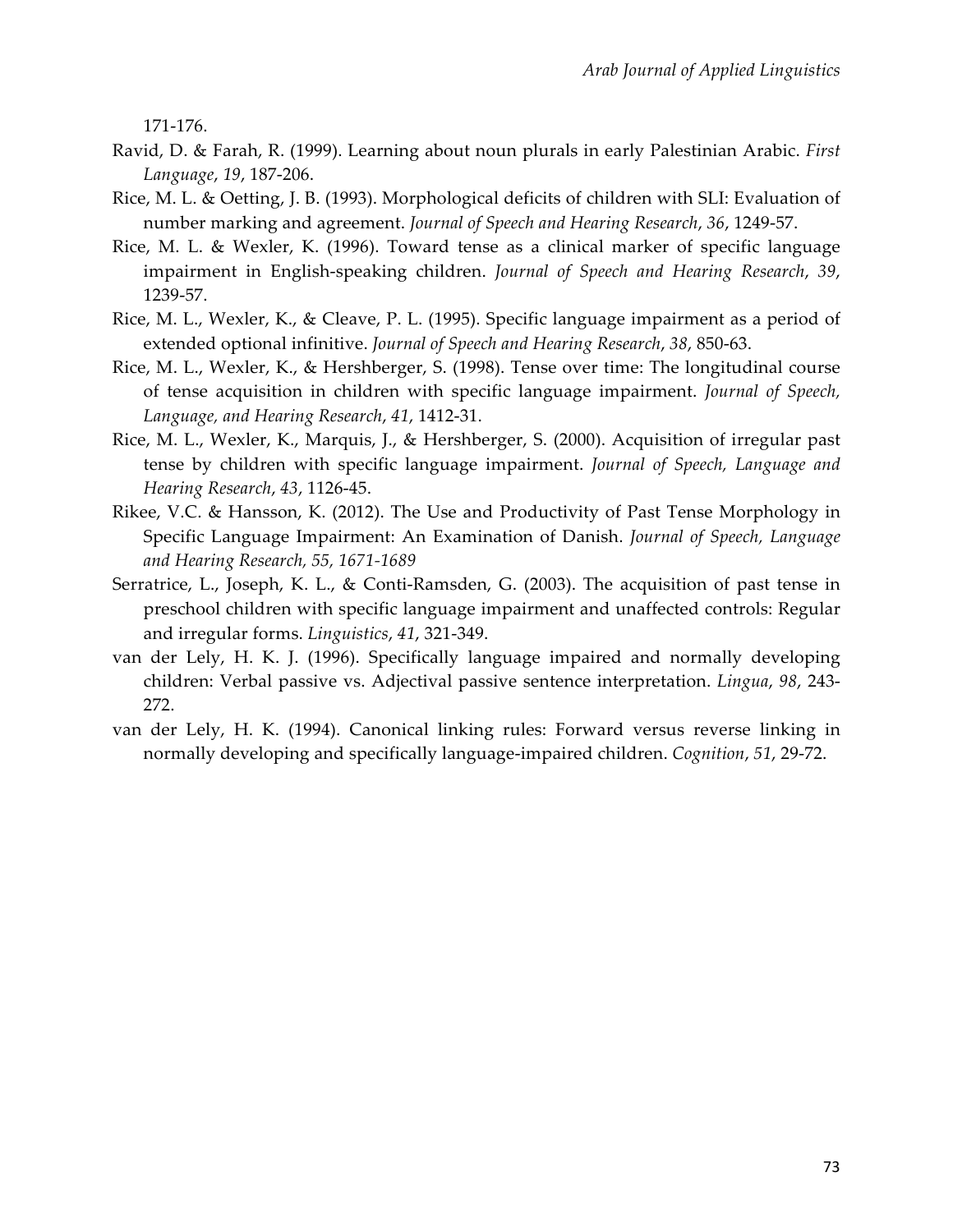171-176.

Ravid, D. & Farah, R. (1999). Learning about noun plurals in early Palestinian Arabic. *First Language*, *19*, 187-206.

Rice, M. L. & Oetting, J. B. (1993). Morphological deficits of children with SLI: Evaluation of number marking and agreement. *Journal of Speech and Hearing Research*, *36*, 1249-57.

Rice, M. L. & Wexler, K. (1996). Toward tense as a clinical marker of specific language impairment in English-speaking children. *Journal of Speech and Hearing Research*, *39*, 1239-57.

Rice, M. L., Wexler, K., & Cleave, P. L. (1995). Specific language impairment as a period of extended optional infinitive. *Journal of Speech and Hearing Research*, *38*, 850-63.

Rice, M. L., Wexler, K., & Hershberger, S. (1998). Tense over time: The longitudinal course of tense acquisition in children with specific language impairment. *Journal of Speech, Language, and Hearing Research*, *41*, 1412-31.

Rice, M. L., Wexler, K., Marquis, J., & Hershberger, S. (2000). Acquisition of irregular past tense by children with specific language impairment. *Journal of Speech, Language and Hearing Research*, *43*, 1126-45.

Rikee, V.C. & Hansson, K. (2012). The Use and Productivity of Past Tense Morphology in Specific Language Impairment: An Examination of Danish. *Journal of Speech, Language and Hearing Research, 55, 1671-1689*

Serratrice, L., Joseph, K. L., & Conti-Ramsden, G. (2003). The acquisition of past tense in preschool children with specific language impairment and unaffected controls: Regular and irregular forms. *Linguistics*, *41*, 321-349.

van der Lely, H. K. J. (1996). Specifically language impaired and normally developing children: Verbal passive vs. Adjectival passive sentence interpretation. *Lingua*, *98*, 243-272.

van der Lely, H. K. (1994). Canonical linking rules: Forward versus reverse linking in normally developing and specifically language-impaired children. *Cognition*, *51*, 29-72.